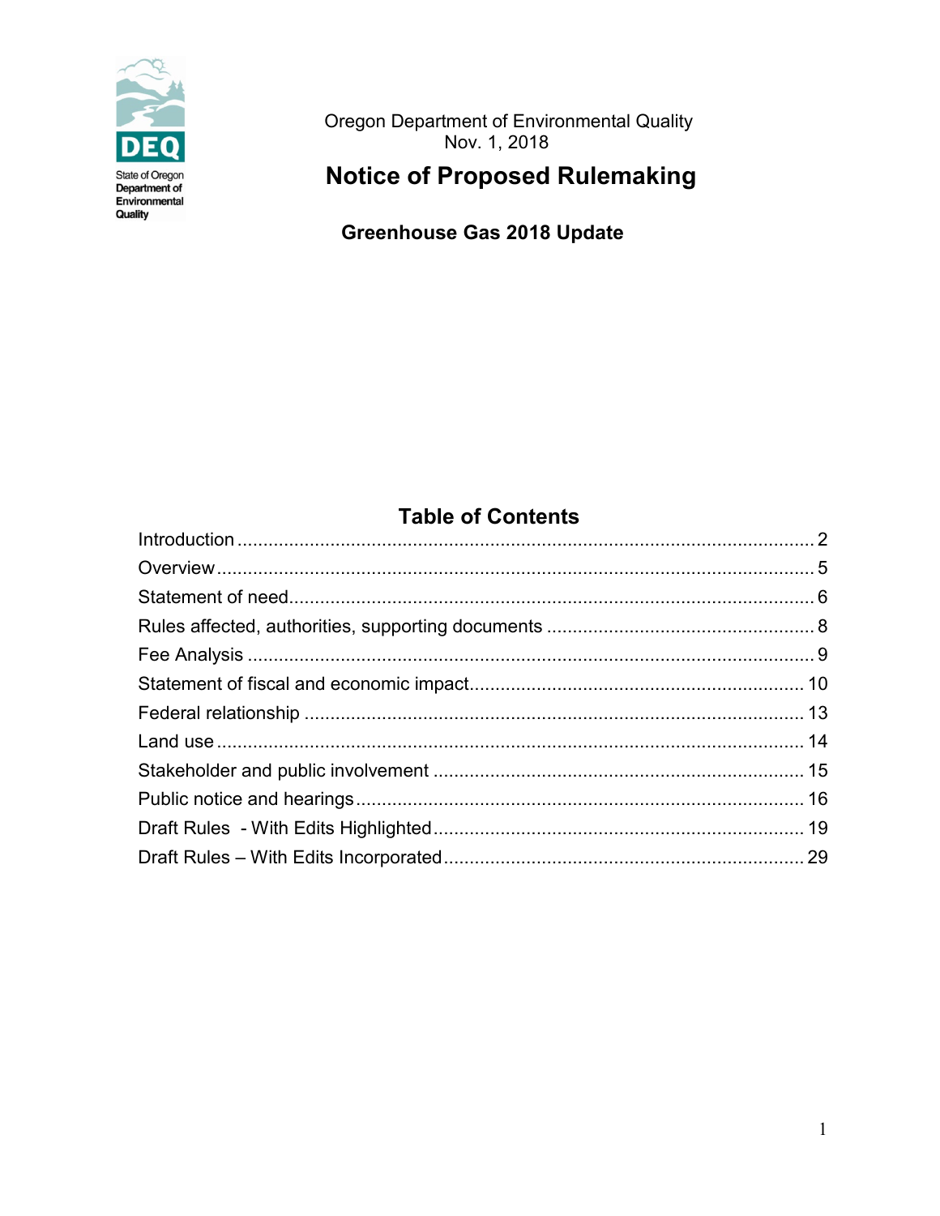State of Oregon Department of Environmental Quality

Oregon Department of Environmental Quality
Nov. 1, 2018

# Notice of Proposed Rulemaking

## Greenhouse Gas 2018 Update

## Table of Contents

| Section | Page |
|---|---|
| Introduction | 2 |
| Overview | 5 |
| Statement of need | 6 |
| Rules affected, authorities, supporting documents | 8 |
| Fee Analysis | 9 |
| Statement of fiscal and economic impact | 10 |
| Federal relationship | 13 |
| Land use | 14 |
| Stakeholder and public involvement | 15 |
| Public notice and hearings | 16 |
| Draft Rules - With Edits Highlighted | 19 |
| Draft Rules – With Edits Incorporated | 29 |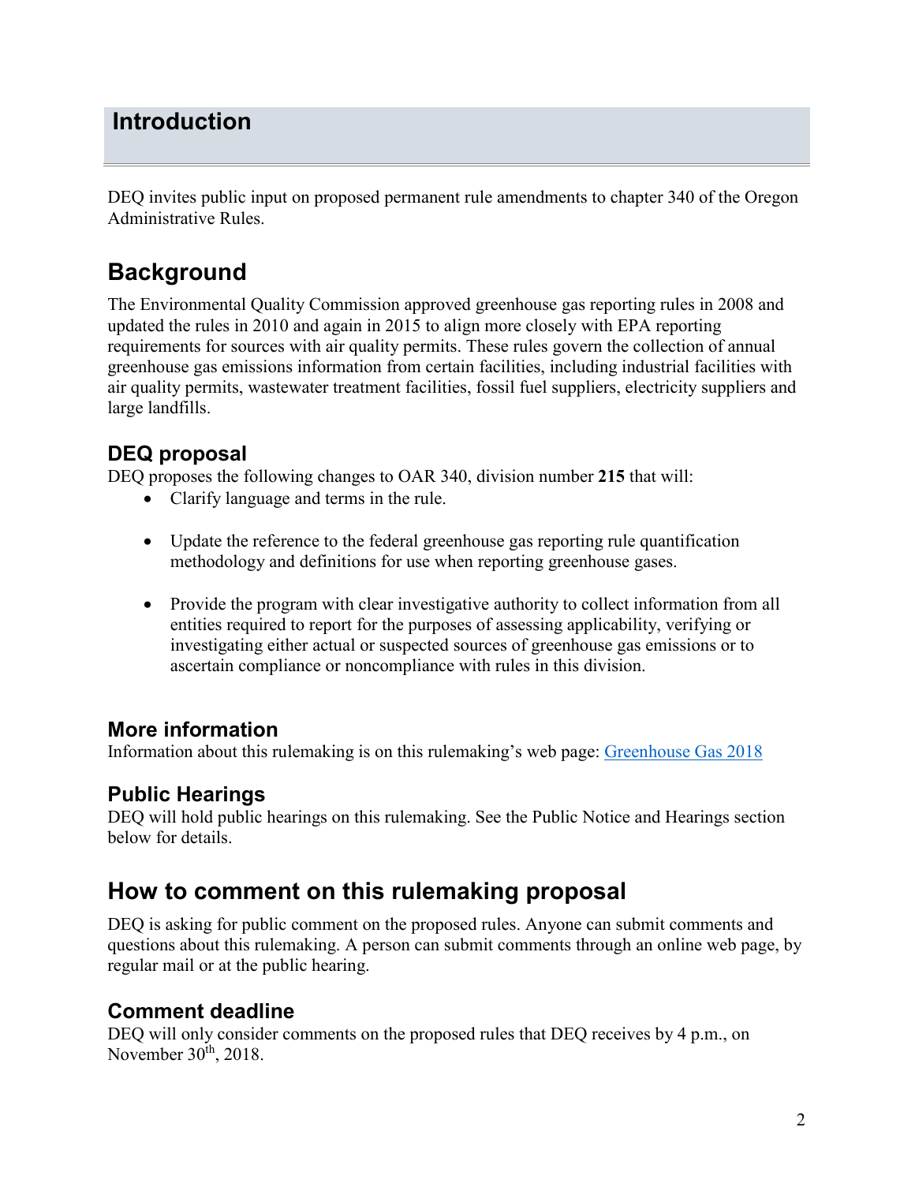# Introduction

DEQ invites public input on proposed permanent rule amendments to chapter 340 of the Oregon Administrative Rules.

## Background

The Environmental Quality Commission approved greenhouse gas reporting rules in 2008 and updated the rules in 2010 and again in 2015 to align more closely with EPA reporting requirements for sources with air quality permits. These rules govern the collection of annual greenhouse gas emissions information from certain facilities, including industrial facilities with air quality permits, wastewater treatment facilities, fossil fuel suppliers, electricity suppliers and large landfills.

### DEQ proposal

DEQ proposes the following changes to OAR 340, division number **215** that will:

- Clarify language and terms in the rule.
- Update the reference to the federal greenhouse gas reporting rule quantification methodology and definitions for use when reporting greenhouse gases.
- Provide the program with clear investigative authority to collect information from all entities required to report for the purposes of assessing applicability, verifying or investigating either actual or suspected sources of greenhouse gas emissions or to ascertain compliance or noncompliance with rules in this division.

### More information

Information about this rulemaking is on this rulemaking's web page: [Greenhouse Gas 2018]

### Public Hearings

DEQ will hold public hearings on this rulemaking. See the Public Notice and Hearings section below for details.

## How to comment on this rulemaking proposal

DEQ is asking for public comment on the proposed rules. Anyone can submit comments and questions about this rulemaking. A person can submit comments through an online web page, by regular mail or at the public hearing.

### Comment deadline

DEQ will only consider comments on the proposed rules that DEQ receives by 4 p.m., on November 30th, 2018.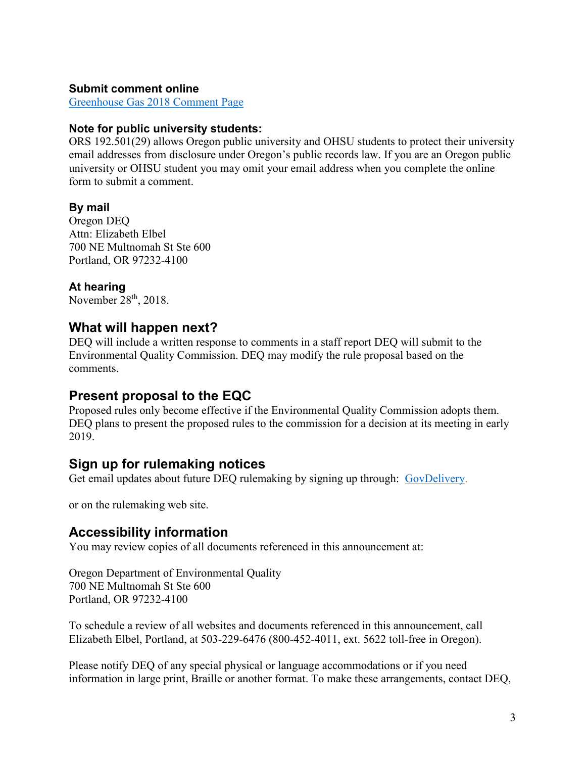**Submit comment online**
[Greenhouse Gas 2018 Comment Page]

**Note for public university students:**
ORS 192.501(29) allows Oregon public university and OHSU students to protect their university email addresses from disclosure under Oregon's public records law. If you are an Oregon public university or OHSU student you may omit your email address when you complete the online form to submit a comment.

**By mail**
Oregon DEQ
Attn: Elizabeth Elbel
700 NE Multnomah St Ste 600
Portland, OR 97232-4100

**At hearing**
November 28th, 2018.

## What will happen next?

DEQ will include a written response to comments in a staff report DEQ will submit to the Environmental Quality Commission. DEQ may modify the rule proposal based on the comments.

## Present proposal to the EQC

Proposed rules only become effective if the Environmental Quality Commission adopts them. DEQ plans to present the proposed rules to the commission for a decision at its meeting in early 2019.

## Sign up for rulemaking notices

Get email updates about future DEQ rulemaking by signing up through: [GovDelivery].

or on the rulemaking web site.

## Accessibility information

You may review copies of all documents referenced in this announcement at:

Oregon Department of Environmental Quality
700 NE Multnomah St Ste 600
Portland, OR 97232-4100

To schedule a review of all websites and documents referenced in this announcement, call Elizabeth Elbel, Portland, at 503-229-6476 (800-452-4011, ext. 5622 toll-free in Oregon).

Please notify DEQ of any special physical or language accommodations or if you need information in large print, Braille or another format. To make these arrangements, contact DEQ,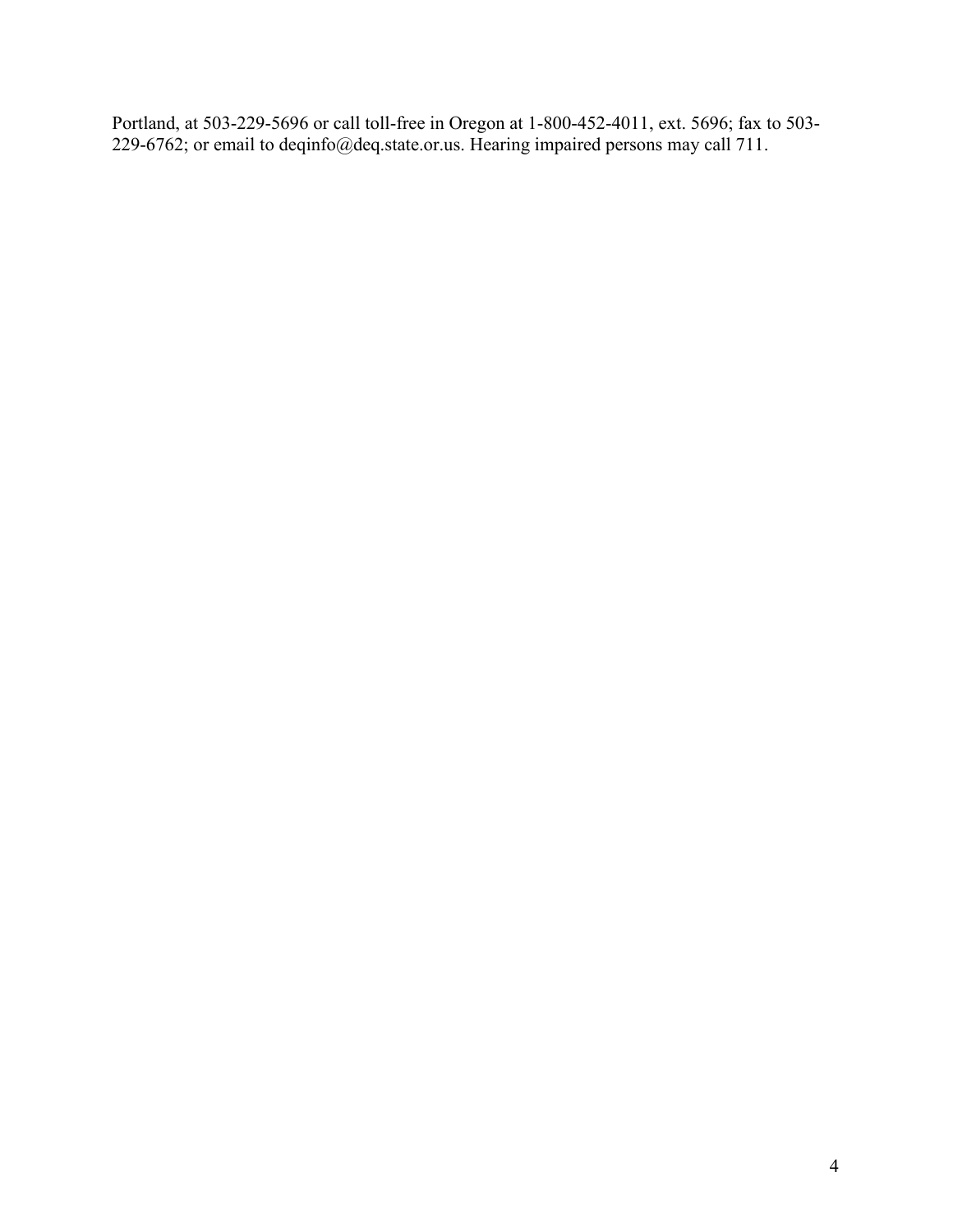Portland, at 503-229-5696 or call toll-free in Oregon at 1-800-452-4011, ext. 5696; fax to 503-229-6762; or email to deqinfo@deq.state.or.us. Hearing impaired persons may call 711.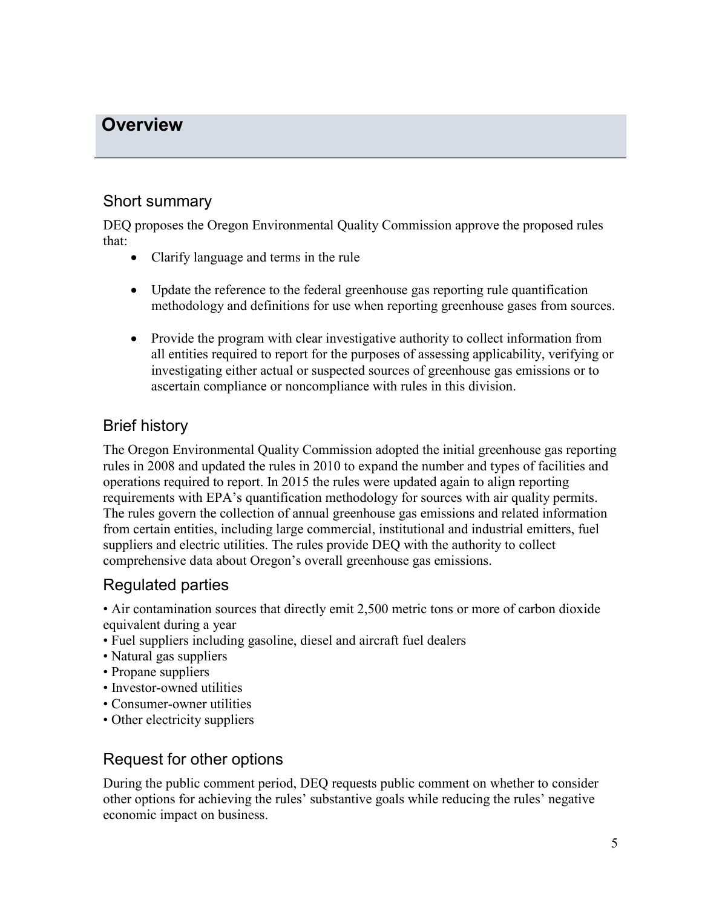# Overview

## Short summary

DEQ proposes the Oregon Environmental Quality Commission approve the proposed rules that:

- Clarify language and terms in the rule
- Update the reference to the federal greenhouse gas reporting rule quantification methodology and definitions for use when reporting greenhouse gases from sources.
- Provide the program with clear investigative authority to collect information from all entities required to report for the purposes of assessing applicability, verifying or investigating either actual or suspected sources of greenhouse gas emissions or to ascertain compliance or noncompliance with rules in this division.

## Brief history

The Oregon Environmental Quality Commission adopted the initial greenhouse gas reporting rules in 2008 and updated the rules in 2010 to expand the number and types of facilities and operations required to report. In 2015 the rules were updated again to align reporting requirements with EPA's quantification methodology for sources with air quality permits. The rules govern the collection of annual greenhouse gas emissions and related information from certain entities, including large commercial, institutional and industrial emitters, fuel suppliers and electric utilities. The rules provide DEQ with the authority to collect comprehensive data about Oregon's overall greenhouse gas emissions.

## Regulated parties

- Air contamination sources that directly emit 2,500 metric tons or more of carbon dioxide equivalent during a year
- Fuel suppliers including gasoline, diesel and aircraft fuel dealers
- Natural gas suppliers
- Propane suppliers
- Investor-owned utilities
- Consumer-owner utilities
- Other electricity suppliers

## Request for other options

During the public comment period, DEQ requests public comment on whether to consider other options for achieving the rules' substantive goals while reducing the rules' negative economic impact on business.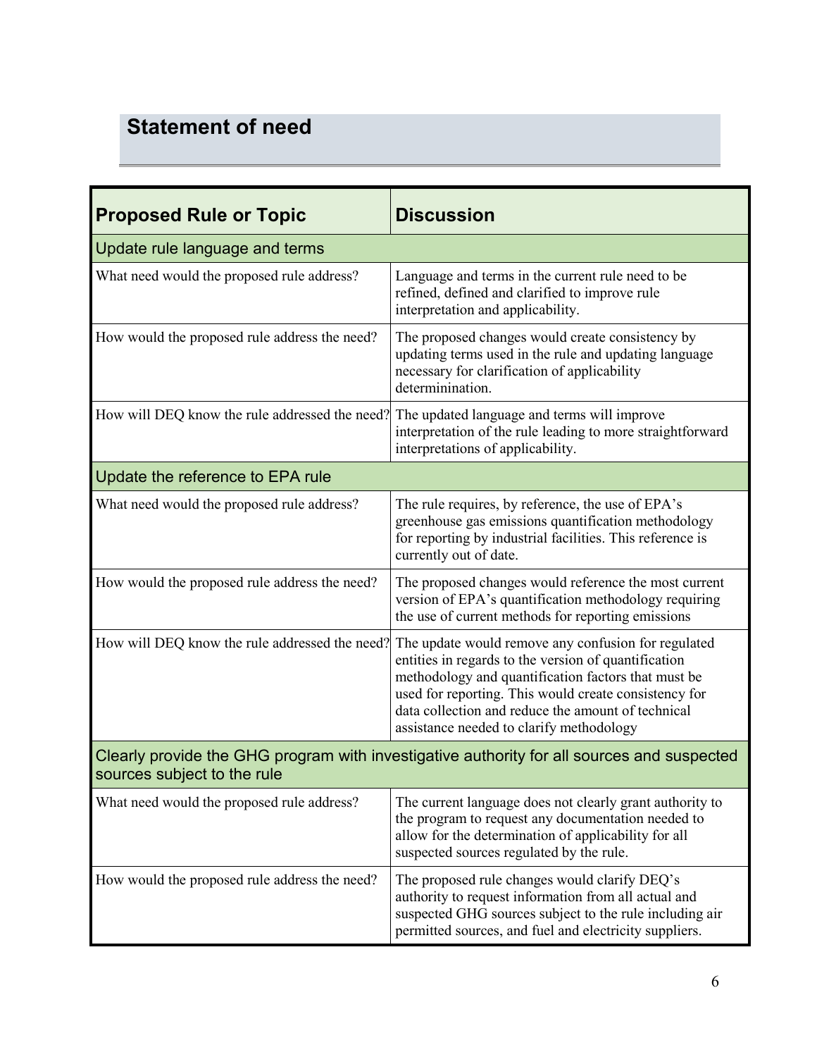## Statement of need

| Proposed Rule or Topic | Discussion |
|---|---|
| **Update rule language and terms** | |
| What need would the proposed rule address? | Language and terms in the current rule need to be refined, defined and clarified to improve rule interpretation and applicability. |
| How would the proposed rule address the need? | The proposed changes would create consistency by updating terms used in the rule and updating language necessary for clarification of applicability determinination. |
| How will DEQ know the rule addressed the need? | The updated language and terms will improve interpretation of the rule leading to more straightforward interpretations of applicability. |
| **Update the reference to EPA rule** | |
| What need would the proposed rule address? | The rule requires, by reference, the use of EPA's greenhouse gas emissions quantification methodology for reporting by industrial facilities. This reference is currently out of date. |
| How would the proposed rule address the need? | The proposed changes would reference the most current version of EPA's quantification methodology requiring the use of current methods for reporting emissions |
| How will DEQ know the rule addressed the need? | The update would remove any confusion for regulated entities in regards to the version of quantification methodology and quantification factors that must be used for reporting. This would create consistency for data collection and reduce the amount of technical assistance needed to clarify methodology |
| **Clearly provide the GHG program with investigative authority for all sources and suspected sources subject to the rule** | |
| What need would the proposed rule address? | The current language does not clearly grant authority to the program to request any documentation needed to allow for the determination of applicability for all suspected sources regulated by the rule. |
| How would the proposed rule address the need? | The proposed rule changes would clarify DEQ's authority to request information from all actual and suspected GHG sources subject to the rule including air permitted sources, and fuel and electricity suppliers. |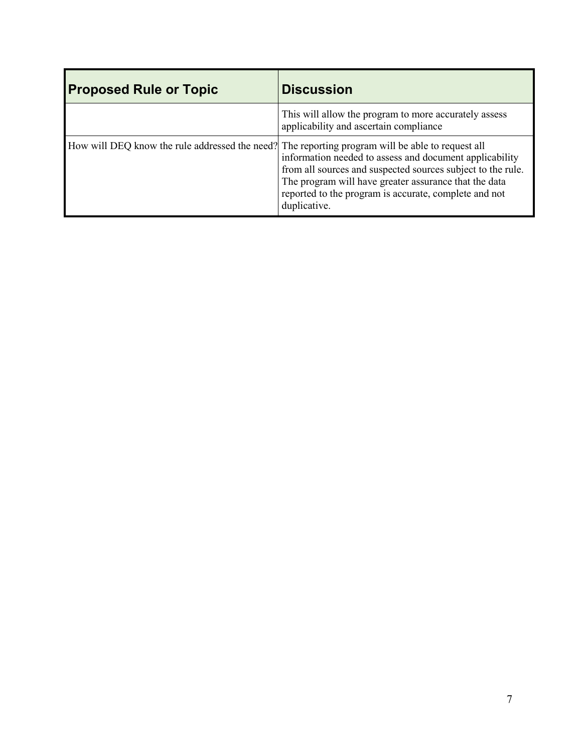| Proposed Rule or Topic | Discussion |
|---|---|
| | This will allow the program to more accurately assess applicability and ascertain compliance |
| How will DEQ know the rule addressed the need? | The reporting program will be able to request all information needed to assess and document applicability from all sources and suspected sources subject to the rule. The program will have greater assurance that the data reported to the program is accurate, complete and not duplicative. |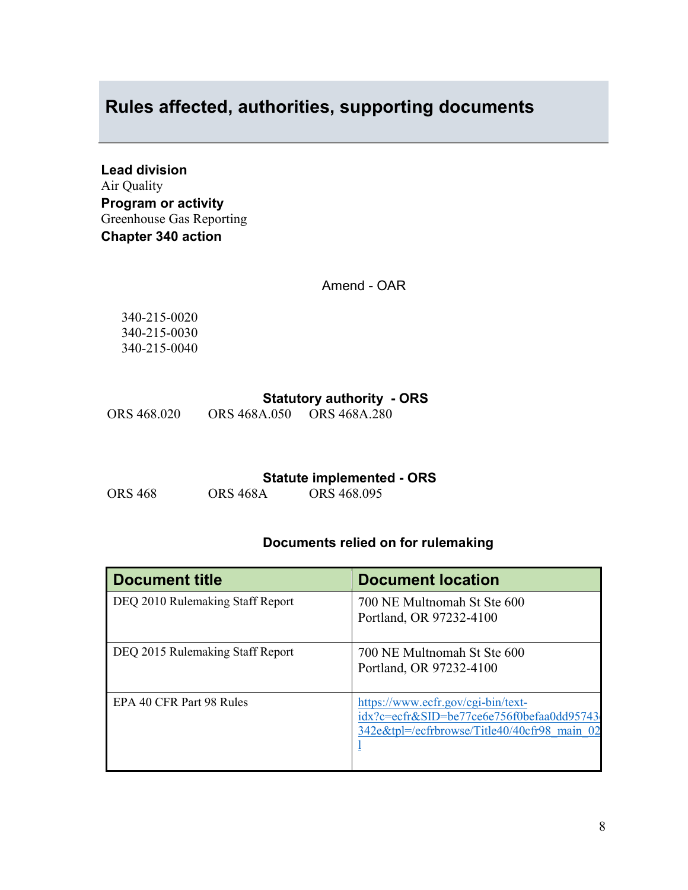## Rules affected, authorities, supporting documents

**Lead division**
Air Quality
**Program or activity**
Greenhouse Gas Reporting
**Chapter 340 action**

Amend - OAR

340-215-0020
340-215-0030
340-215-0040

**Statutory authority - ORS**

ORS 468.020 ORS 468A.050 ORS 468A.280

**Statute implemented - ORS**

ORS 468 ORS 468A ORS 468.095

**Documents relied on for rulemaking**

| Document title | Document location |
|---|---|
| DEQ 2010 Rulemaking Staff Report | 700 NE Multnomah St Ste 600 Portland, OR 97232-4100 |
| DEQ 2015 Rulemaking Staff Report | 700 NE Multnomah St Ste 600 Portland, OR 97232-4100 |
| EPA 40 CFR Part 98 Rules | https://www.ecfr.gov/cgi-bin/text-idx?c=ecfr&SID=be77ce6e756f0befaa0dd95743342e&tpl=/ecfrbrowse/Title40/40cfr98_main_02.tpl |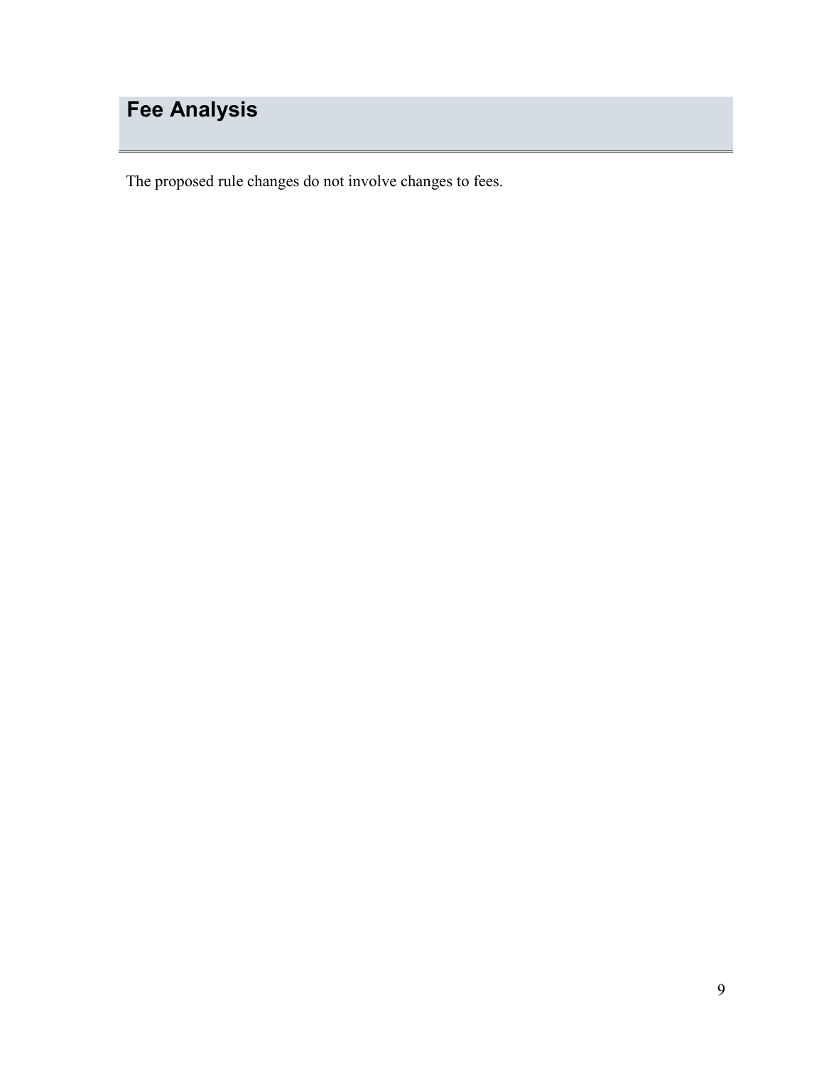# Fee Analysis

The proposed rule changes do not involve changes to fees.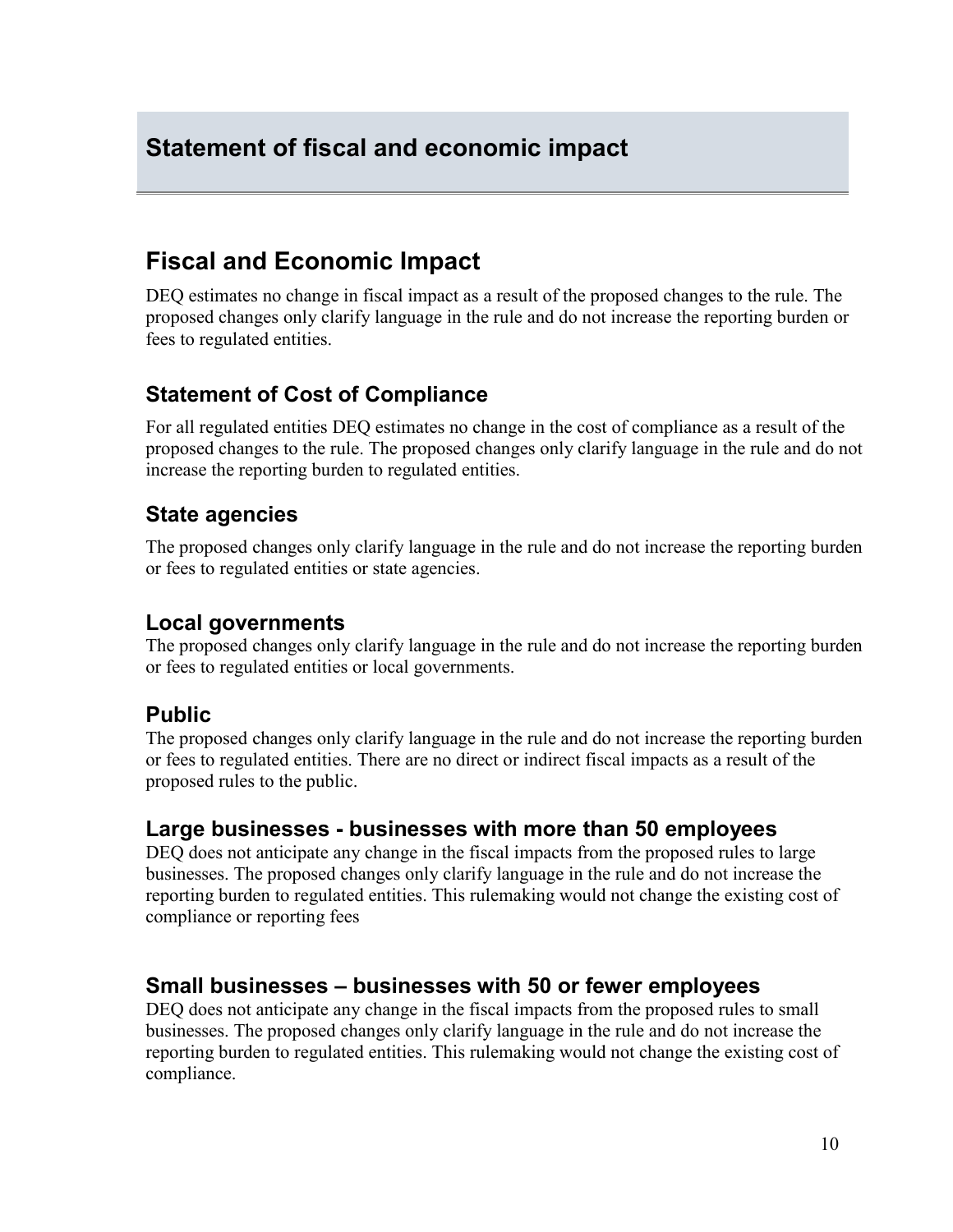# Statement of fiscal and economic impact

## Fiscal and Economic Impact

DEQ estimates no change in fiscal impact as a result of the proposed changes to the rule. The proposed changes only clarify language in the rule and do not increase the reporting burden or fees to regulated entities.

### Statement of Cost of Compliance

For all regulated entities DEQ estimates no change in the cost of compliance as a result of the proposed changes to the rule. The proposed changes only clarify language in the rule and do not increase the reporting burden to regulated entities.

### State agencies

The proposed changes only clarify language in the rule and do not increase the reporting burden or fees to regulated entities or state agencies.

### Local governments

The proposed changes only clarify language in the rule and do not increase the reporting burden or fees to regulated entities or local governments.

### Public

The proposed changes only clarify language in the rule and do not increase the reporting burden or fees to regulated entities. There are no direct or indirect fiscal impacts as a result of the proposed rules to the public.

### Large businesses - businesses with more than 50 employees

DEQ does not anticipate any change in the fiscal impacts from the proposed rules to large businesses. The proposed changes only clarify language in the rule and do not increase the reporting burden to regulated entities. This rulemaking would not change the existing cost of compliance or reporting fees

### Small businesses – businesses with 50 or fewer employees

DEQ does not anticipate any change in the fiscal impacts from the proposed rules to small businesses. The proposed changes only clarify language in the rule and do not increase the reporting burden to regulated entities. This rulemaking would not change the existing cost of compliance.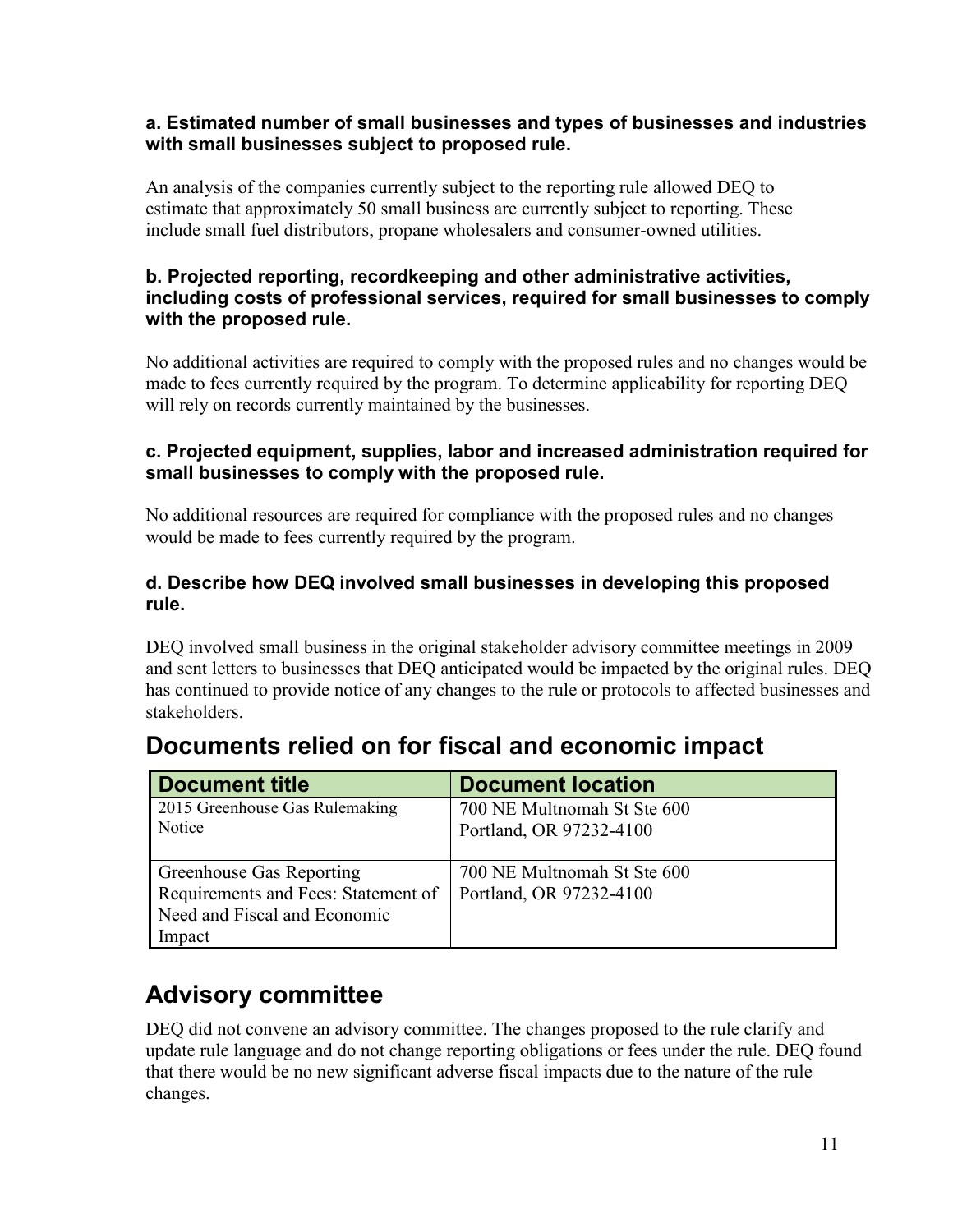#### a. Estimated number of small businesses and types of businesses and industries with small businesses subject to proposed rule.

An analysis of the companies currently subject to the reporting rule allowed DEQ to estimate that approximately 50 small business are currently subject to reporting. These include small fuel distributors, propane wholesalers and consumer-owned utilities.

#### b. Projected reporting, recordkeeping and other administrative activities, including costs of professional services, required for small businesses to comply with the proposed rule.

No additional activities are required to comply with the proposed rules and no changes would be made to fees currently required by the program. To determine applicability for reporting DEQ will rely on records currently maintained by the businesses.

#### c. Projected equipment, supplies, labor and increased administration required for small businesses to comply with the proposed rule.

No additional resources are required for compliance with the proposed rules and no changes would be made to fees currently required by the program.

#### d. Describe how DEQ involved small businesses in developing this proposed rule.

DEQ involved small business in the original stakeholder advisory committee meetings in 2009 and sent letters to businesses that DEQ anticipated would be impacted by the original rules. DEQ has continued to provide notice of any changes to the rule or protocols to affected businesses and stakeholders.

## Documents relied on for fiscal and economic impact

| Document title | Document location |
|---|---|
| 2015 Greenhouse Gas Rulemaking Notice | 700 NE Multnomah St Ste 600 Portland, OR 97232-4100 |
| Greenhouse Gas Reporting Requirements and Fees: Statement of Need and Fiscal and Economic Impact | 700 NE Multnomah St Ste 600 Portland, OR 97232-4100 |

## Advisory committee

DEQ did not convene an advisory committee. The changes proposed to the rule clarify and update rule language and do not change reporting obligations or fees under the rule. DEQ found that there would be no new significant adverse fiscal impacts due to the nature of the rule changes.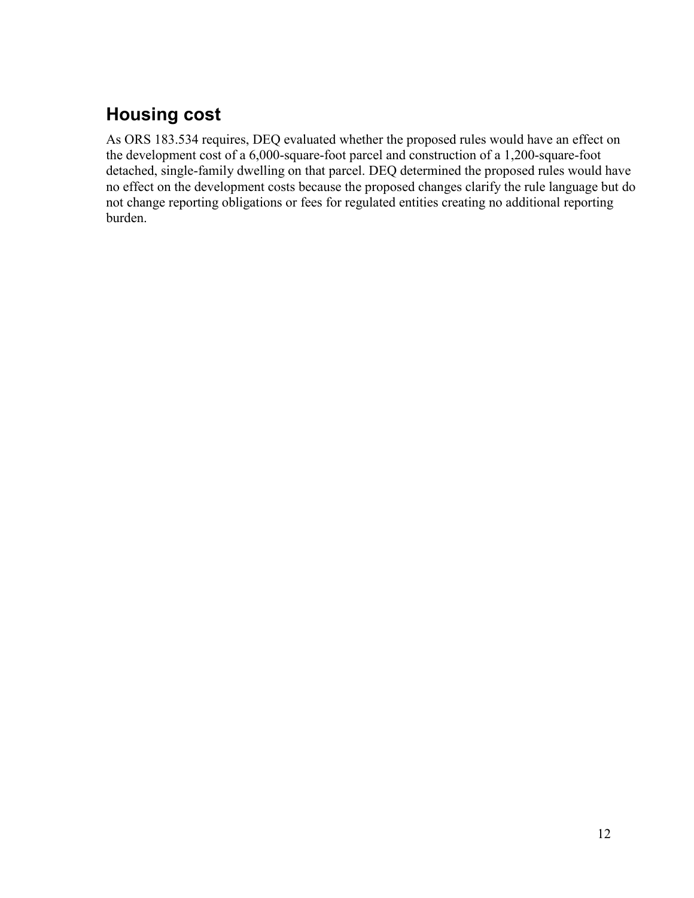## Housing cost

As ORS 183.534 requires, DEQ evaluated whether the proposed rules would have an effect on the development cost of a 6,000-square-foot parcel and construction of a 1,200-square-foot detached, single-family dwelling on that parcel. DEQ determined the proposed rules would have no effect on the development costs because the proposed changes clarify the rule language but do not change reporting obligations or fees for regulated entities creating no additional reporting burden.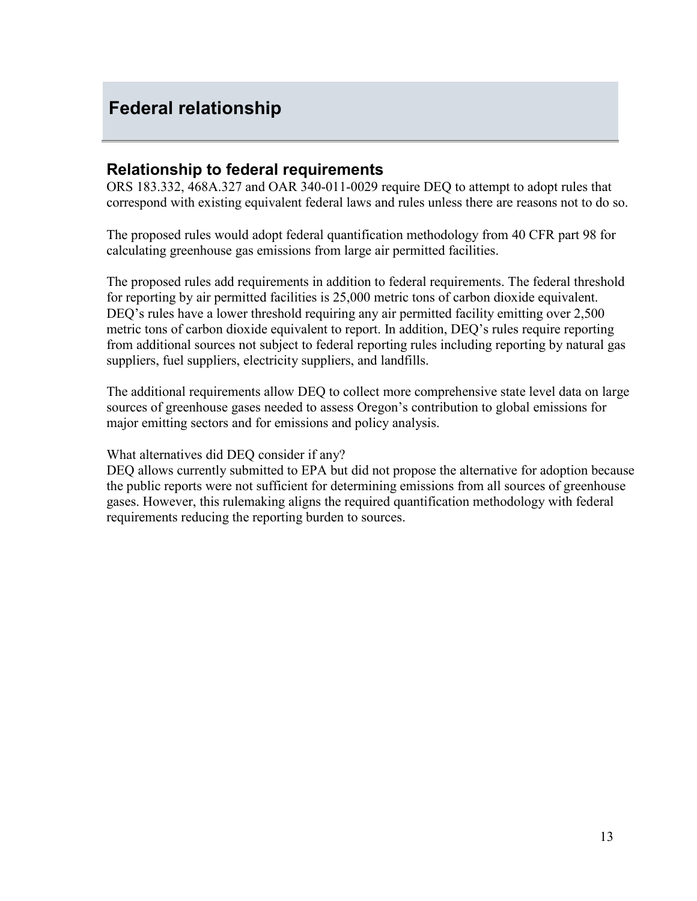# Federal relationship

## Relationship to federal requirements

ORS 183.332, 468A.327 and OAR 340-011-0029 require DEQ to attempt to adopt rules that correspond with existing equivalent federal laws and rules unless there are reasons not to do so.

The proposed rules would adopt federal quantification methodology from 40 CFR part 98 for calculating greenhouse gas emissions from large air permitted facilities.

The proposed rules add requirements in addition to federal requirements. The federal threshold for reporting by air permitted facilities is 25,000 metric tons of carbon dioxide equivalent. DEQ's rules have a lower threshold requiring any air permitted facility emitting over 2,500 metric tons of carbon dioxide equivalent to report. In addition, DEQ's rules require reporting from additional sources not subject to federal reporting rules including reporting by natural gas suppliers, fuel suppliers, electricity suppliers, and landfills.

The additional requirements allow DEQ to collect more comprehensive state level data on large sources of greenhouse gases needed to assess Oregon's contribution to global emissions for major emitting sectors and for emissions and policy analysis.

What alternatives did DEQ consider if any?

DEQ allows currently submitted to EPA but did not propose the alternative for adoption because the public reports were not sufficient for determining emissions from all sources of greenhouse gases. However, this rulemaking aligns the required quantification methodology with federal requirements reducing the reporting burden to sources.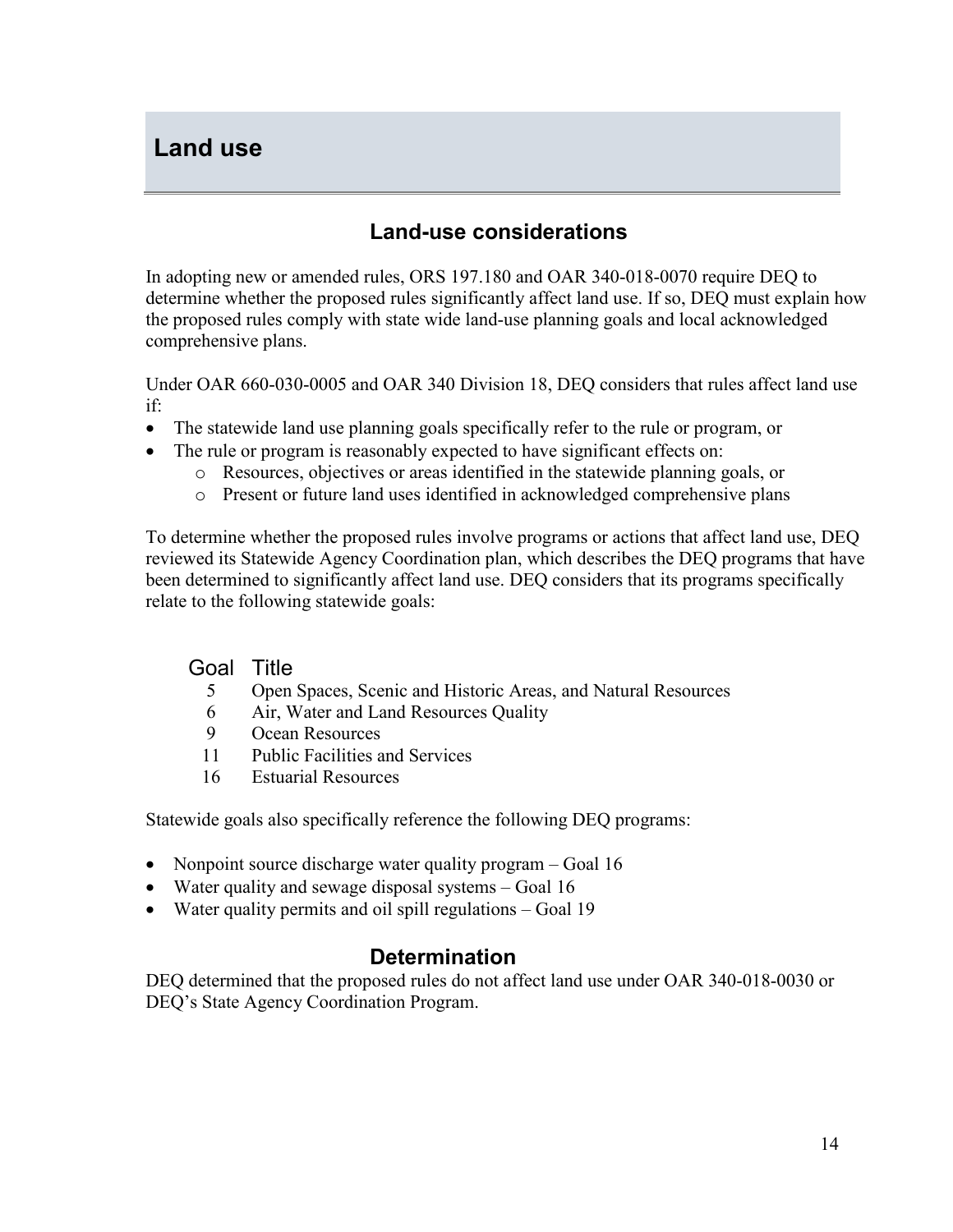# Land use

## Land-use considerations

In adopting new or amended rules, ORS 197.180 and OAR 340-018-0070 require DEQ to determine whether the proposed rules significantly affect land use. If so, DEQ must explain how the proposed rules comply with state wide land-use planning goals and local acknowledged comprehensive plans.

Under OAR 660-030-0005 and OAR 340 Division 18, DEQ considers that rules affect land use if:

- The statewide land use planning goals specifically refer to the rule or program, or
- The rule or program is reasonably expected to have significant effects on:
    - Resources, objectives or areas identified in the statewide planning goals, or
    - Present or future land uses identified in acknowledged comprehensive plans

To determine whether the proposed rules involve programs or actions that affect land use, DEQ reviewed its Statewide Agency Coordination plan, which describes the DEQ programs that have been determined to significantly affect land use. DEQ considers that its programs specifically relate to the following statewide goals:

| Goal | Title |
|---|---|
| 5 | Open Spaces, Scenic and Historic Areas, and Natural Resources |
| 6 | Air, Water and Land Resources Quality |
| 9 | Ocean Resources |
| 11 | Public Facilities and Services |
| 16 | Estuarial Resources |

Statewide goals also specifically reference the following DEQ programs:

- Nonpoint source discharge water quality program – Goal 16
- Water quality and sewage disposal systems – Goal 16
- Water quality permits and oil spill regulations – Goal 19

## Determination

DEQ determined that the proposed rules do not affect land use under OAR 340-018-0030 or DEQ's State Agency Coordination Program.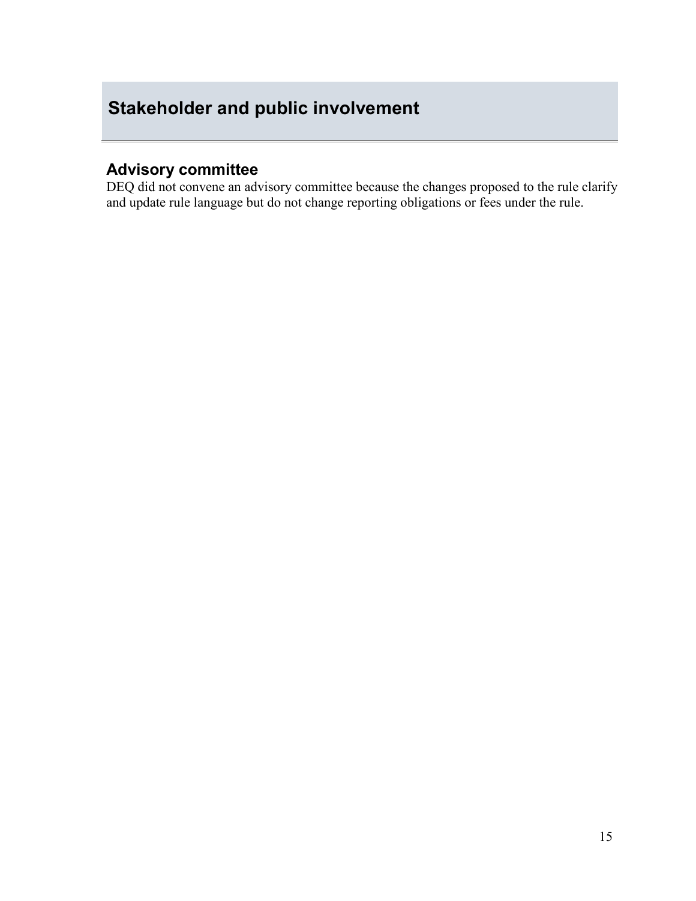# Stakeholder and public involvement

## Advisory committee

DEQ did not convene an advisory committee because the changes proposed to the rule clarify and update rule language but do not change reporting obligations or fees under the rule.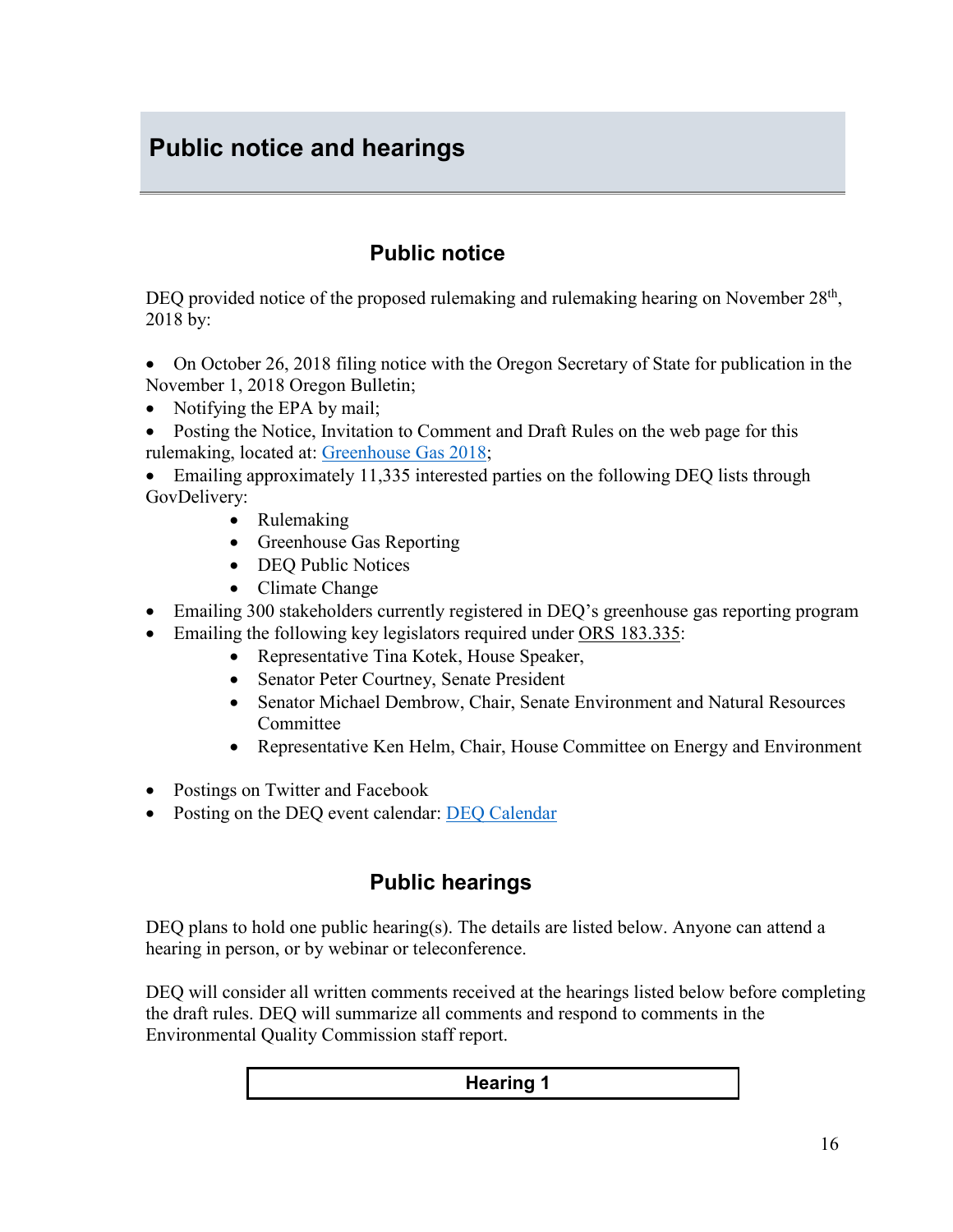# Public notice and hearings

## Public notice

DEQ provided notice of the proposed rulemaking and rulemaking hearing on November 28th, 2018 by:

- On October 26, 2018 filing notice with the Oregon Secretary of State for publication in the November 1, 2018 Oregon Bulletin;
- Notifying the EPA by mail;
- Posting the Notice, Invitation to Comment and Draft Rules on the web page for this rulemaking, located at: [Greenhouse Gas 2018](Greenhouse Gas 2018);
- Emailing approximately 11,335 interested parties on the following DEQ lists through GovDelivery:
  - Rulemaking
  - Greenhouse Gas Reporting
  - DEQ Public Notices
  - Climate Change
- Emailing 300 stakeholders currently registered in DEQ's greenhouse gas reporting program
- Emailing the following key legislators required under ORS 183.335:
  - Representative Tina Kotek, House Speaker,
  - Senator Peter Courtney, Senate President
  - Senator Michael Dembrow, Chair, Senate Environment and Natural Resources Committee
  - Representative Ken Helm, Chair, House Committee on Energy and Environment
- Postings on Twitter and Facebook
- Posting on the DEQ event calendar: [DEQ Calendar](DEQ Calendar)

## Public hearings

DEQ plans to hold one public hearing(s). The details are listed below. Anyone can attend a hearing in person, or by webinar or teleconference.

DEQ will consider all written comments received at the hearings listed below before completing the draft rules. DEQ will summarize all comments and respond to comments in the Environmental Quality Commission staff report.

| Hearing 1 |
| --- |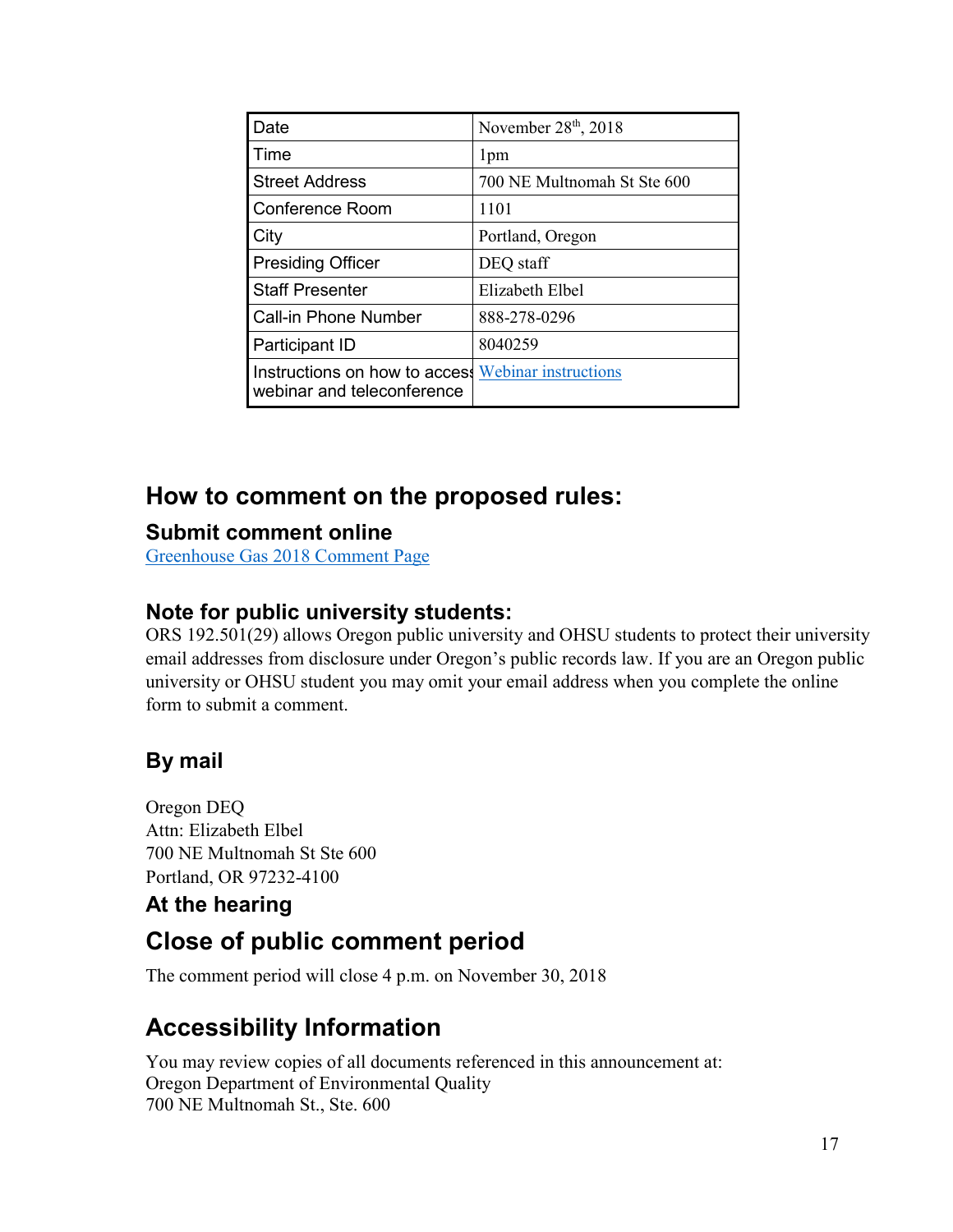| Date | November 28th, 2018 |
|---|---|
| Time | 1pm |
| Street Address | 700 NE Multnomah St Ste 600 |
| Conference Room | 1101 |
| City | Portland, Oregon |
| Presiding Officer | DEQ staff |
| Staff Presenter | Elizabeth Elbel |
| Call-in Phone Number | 888-278-0296 |
| Participant ID | 8040259 |
| Instructions on how to access webinar and teleconference | Webinar instructions |

## How to comment on the proposed rules:

### Submit comment online

Greenhouse Gas 2018 Comment Page

### Note for public university students:

ORS 192.501(29) allows Oregon public university and OHSU students to protect their university email addresses from disclosure under Oregon's public records law. If you are an Oregon public university or OHSU student you may omit your email address when you complete the online form to submit a comment.

### By mail

Oregon DEQ
Attn: Elizabeth Elbel
700 NE Multnomah St Ste 600
Portland, OR 97232-4100

### At the hearing

## Close of public comment period

The comment period will close 4 p.m. on November 30, 2018

## Accessibility Information

You may review copies of all documents referenced in this announcement at:
Oregon Department of Environmental Quality
700 NE Multnomah St., Ste. 600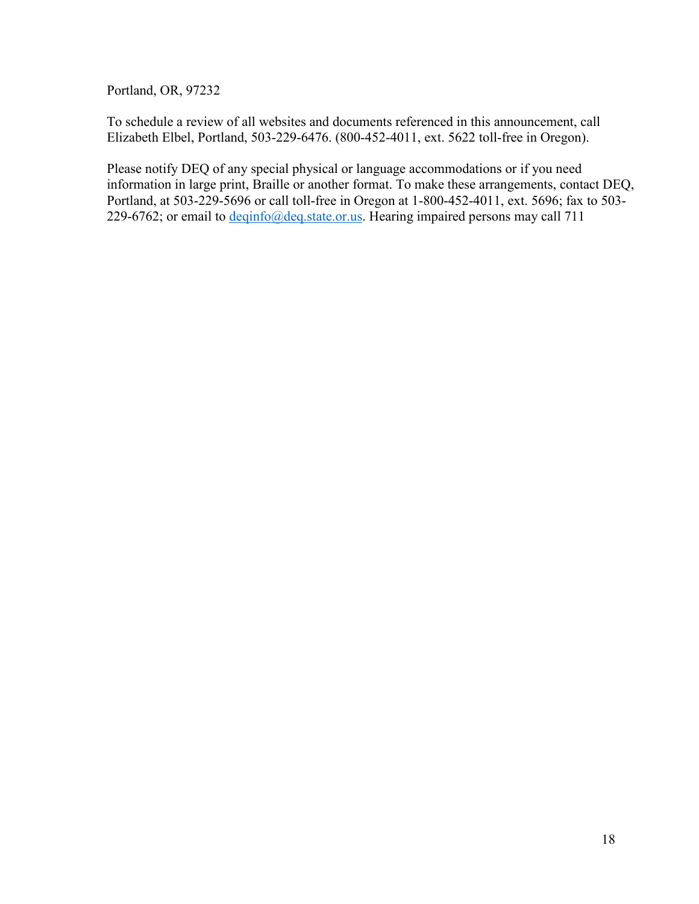Portland, OR, 97232

To schedule a review of all websites and documents referenced in this announcement, call Elizabeth Elbel, Portland, 503-229-6476. (800-452-4011, ext. 5622 toll-free in Oregon).

Please notify DEQ of any special physical or language accommodations or if you need information in large print, Braille or another format. To make these arrangements, contact DEQ, Portland, at 503-229-5696 or call toll-free in Oregon at 1-800-452-4011, ext. 5696; fax to 503-229-6762; or email to [deqinfo@deq.state.or.us](mailto:deqinfo@deq.state.or.us). Hearing impaired persons may call 711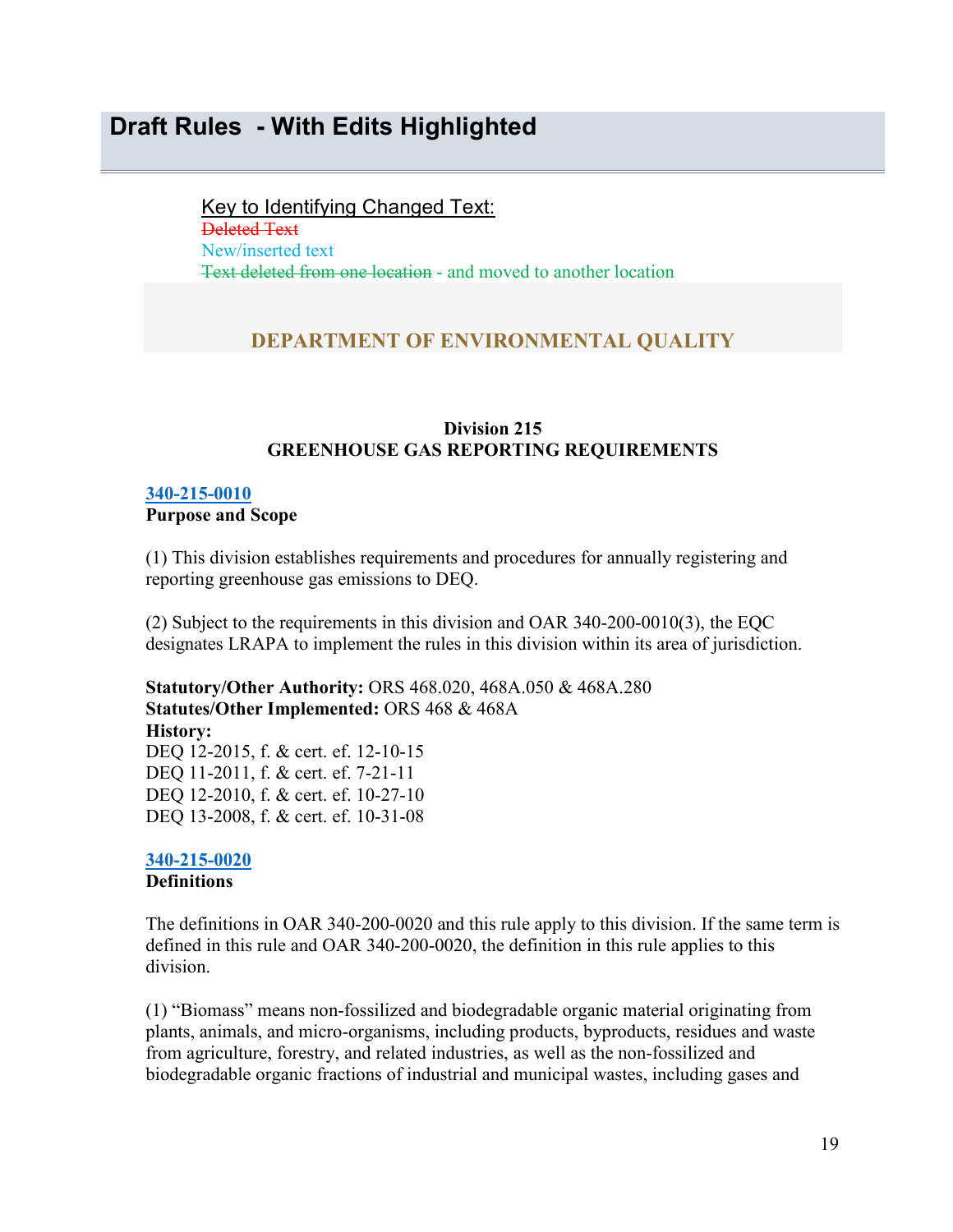# Draft Rules - With Edits Highlighted

Key to Identifying Changed Text:

~~Deleted Text~~

New/inserted text

~~Text deleted from one location~~ - and moved to another location

## DEPARTMENT OF ENVIRONMENTAL QUALITY

### Division 215
### GREENHOUSE GAS REPORTING REQUIREMENTS

**340-215-0010**
**Purpose and Scope**

(1) This division establishes requirements and procedures for annually registering and reporting greenhouse gas emissions to DEQ.

(2) Subject to the requirements in this division and OAR 340-200-0010(3), the EQC designates LRAPA to implement the rules in this division within its area of jurisdiction.

**Statutory/Other Authority:** ORS 468.020, 468A.050 & 468A.280
**Statutes/Other Implemented:** ORS 468 & 468A
**History:**
DEQ 12-2015, f. & cert. ef. 12-10-15
DEQ 11-2011, f. & cert. ef. 7-21-11
DEQ 12-2010, f. & cert. ef. 10-27-10
DEQ 13-2008, f. & cert. ef. 10-31-08

**340-215-0020**
**Definitions**

The definitions in OAR 340-200-0020 and this rule apply to this division. If the same term is defined in this rule and OAR 340-200-0020, the definition in this rule applies to this division.

(1) "Biomass" means non-fossilized and biodegradable organic material originating from plants, animals, and micro-organisms, including products, byproducts, residues and waste from agriculture, forestry, and related industries, as well as the non-fossilized and biodegradable organic fractions of industrial and municipal wastes, including gases and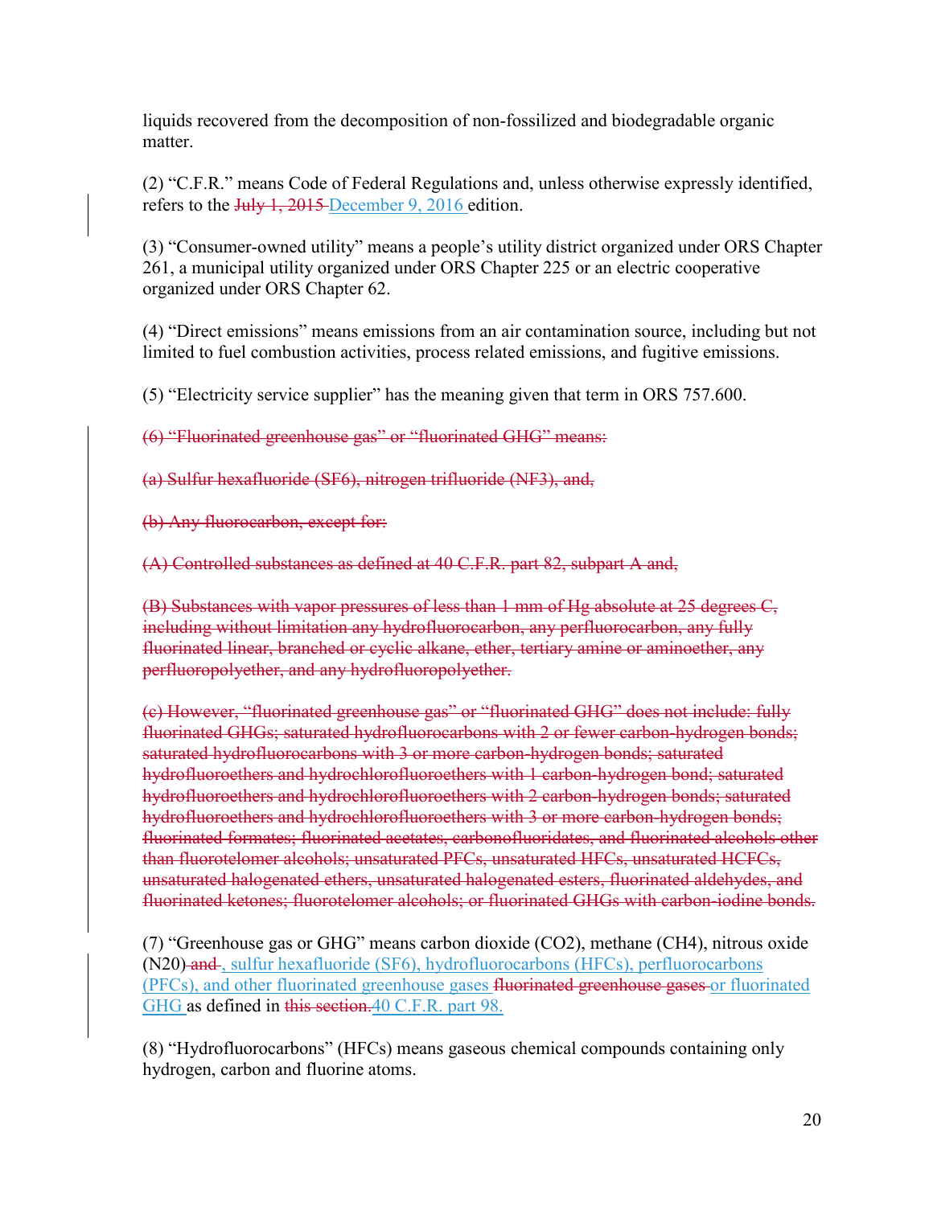liquids recovered from the decomposition of non-fossilized and biodegradable organic matter.

(2) “C.F.R.” means Code of Federal Regulations and, unless otherwise expressly identified, refers to the ~~July 1, 2015~~ December 9, 2016 edition.

(3) “Consumer-owned utility” means a people’s utility district organized under ORS Chapter 261, a municipal utility organized under ORS Chapter 225 or an electric cooperative organized under ORS Chapter 62.

(4) “Direct emissions” means emissions from an air contamination source, including but not limited to fuel combustion activities, process related emissions, and fugitive emissions.

(5) “Electricity service supplier” has the meaning given that term in ORS 757.600.

~~(6) “Fluorinated greenhouse gas” or “fluorinated GHG” means:~~

~~(a) Sulfur hexafluoride ($SF_6$), nitrogen trifluoride ($NF_3$), and,~~

~~(b) Any fluorocarbon, except for:~~

~~(A) Controlled substances as defined at 40 C.F.R. part 82, subpart A and,~~

~~(B) Substances with vapor pressures of less than 1 mm of Hg absolute at 25 degrees C, including without limitation any hydrofluorocarbon, any perfluorocarbon, any fully fluorinated linear, branched or cyclic alkane, ether, tertiary amine or aminoether, any perfluoropolyether, and any hydrofluoropolyether.~~

~~(c) However, “fluorinated greenhouse gas” or “fluorinated GHG” does not include: fully fluorinated GHGs; saturated hydrofluorocarbons with 2 or fewer carbon-hydrogen bonds; saturated hydrofluorocarbons with 3 or more carbon-hydrogen bonds; saturated hydrofluoroethers and hydrochlorofluoroethers with 1 carbon-hydrogen bond; saturated hydrofluoroethers and hydrochlorofluoroethers with 2 carbon-hydrogen bonds; saturated hydrofluoroethers and hydrochlorofluoroethers with 3 or more carbon-hydrogen bonds; fluorinated formates; fluorinated acetates, carbonofluoridates, and fluorinated alcohols other than fluorotelomer alcohols; unsaturated PFCs, unsaturated HFCs, unsaturated HCFCs, unsaturated halogenated ethers, unsaturated halogenated esters, fluorinated aldehydes, and fluorinated ketones; fluorotelomer alcohols; or fluorinated GHGs with carbon-iodine bonds.~~

(7) “Greenhouse gas or GHG” means carbon dioxide ($CO_2$), methane ($CH_4$), nitrous oxide (N20) ~~and~~ , sulfur hexafluoride ($SF_6$), hydrofluorocarbons (HFCs), perfluorocarbons (PFCs), and other fluorinated greenhouse gases ~~fluorinated greenhouse gases~~ or fluorinated GHG as defined in ~~this section.~~ 40 C.F.R. part 98.

(8) “Hydrofluorocarbons” (HFCs) means gaseous chemical compounds containing only hydrogen, carbon and fluorine atoms.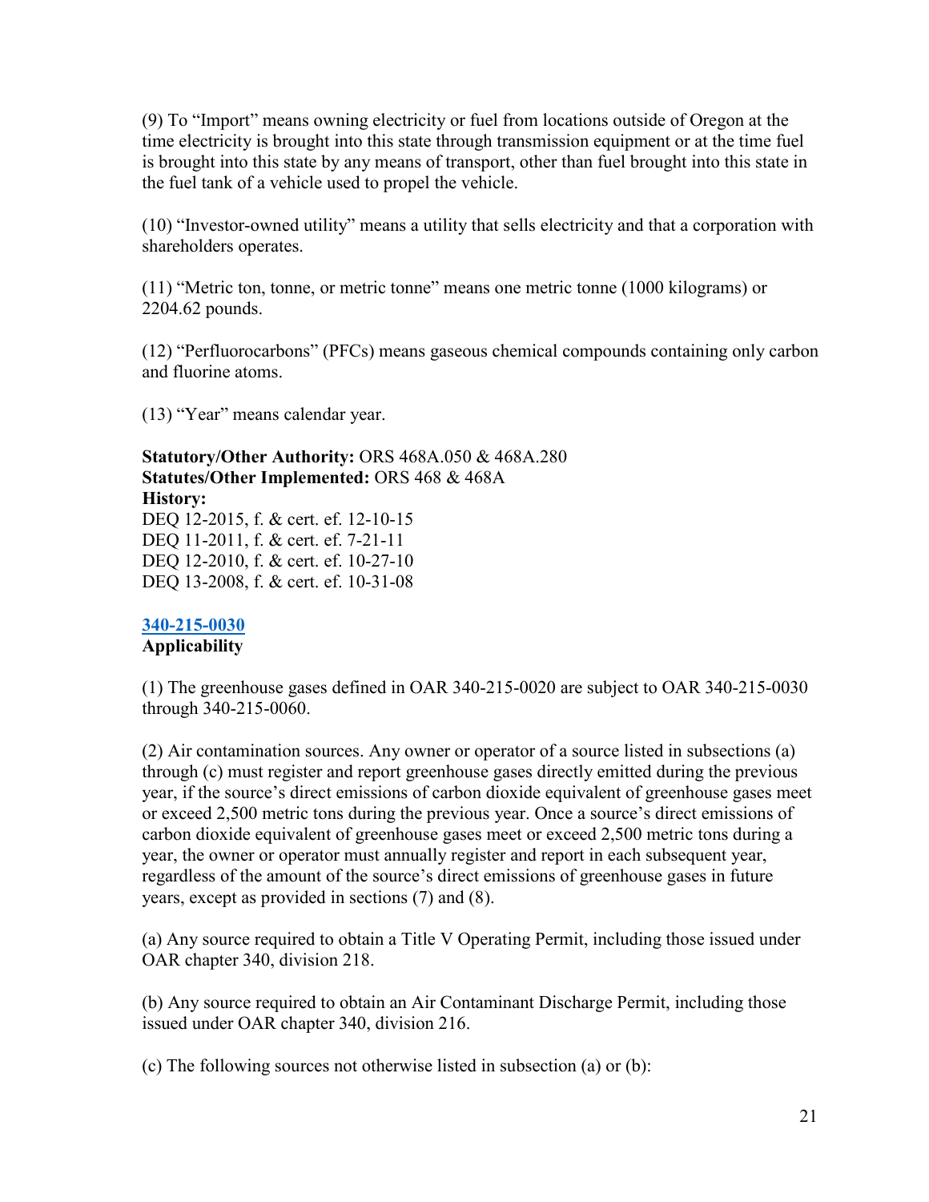(9) To "Import" means owning electricity or fuel from locations outside of Oregon at the time electricity is brought into this state through transmission equipment or at the time fuel is brought into this state by any means of transport, other than fuel brought into this state in the fuel tank of a vehicle used to propel the vehicle.

(10) "Investor-owned utility" means a utility that sells electricity and that a corporation with shareholders operates.

(11) "Metric ton, tonne, or metric tonne" means one metric tonne (1000 kilograms) or 2204.62 pounds.

(12) "Perfluorocarbons" (PFCs) means gaseous chemical compounds containing only carbon and fluorine atoms.

(13) "Year" means calendar year.

**Statutory/Other Authority:** ORS 468A.050 & 468A.280
**Statutes/Other Implemented:** ORS 468 & 468A
**History:**
DEQ 12-2015, f. & cert. ef. 12-10-15
DEQ 11-2011, f. & cert. ef. 7-21-11
DEQ 12-2010, f. & cert. ef. 10-27-10
DEQ 13-2008, f. & cert. ef. 10-31-08

**340-215-0030**
**Applicability**

(1) The greenhouse gases defined in OAR 340-215-0020 are subject to OAR 340-215-0030 through 340-215-0060.

(2) Air contamination sources. Any owner or operator of a source listed in subsections (a) through (c) must register and report greenhouse gases directly emitted during the previous year, if the source's direct emissions of carbon dioxide equivalent of greenhouse gases meet or exceed 2,500 metric tons during the previous year. Once a source's direct emissions of carbon dioxide equivalent of greenhouse gases meet or exceed 2,500 metric tons during a year, the owner or operator must annually register and report in each subsequent year, regardless of the amount of the source's direct emissions of greenhouse gases in future years, except as provided in sections (7) and (8).

(a) Any source required to obtain a Title V Operating Permit, including those issued under OAR chapter 340, division 218.

(b) Any source required to obtain an Air Contaminant Discharge Permit, including those issued under OAR chapter 340, division 216.

(c) The following sources not otherwise listed in subsection (a) or (b):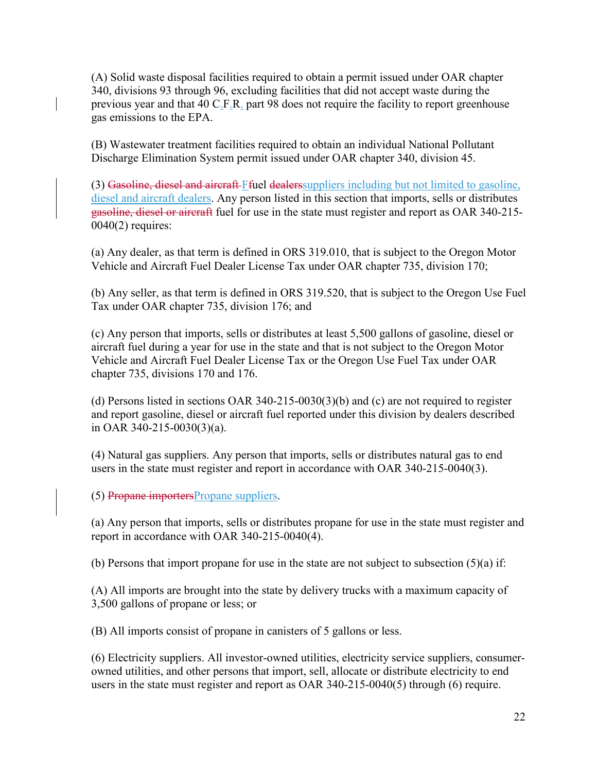(A) Solid waste disposal facilities required to obtain a permit issued under OAR chapter 340, divisions 93 through 96, excluding facilities that did not accept waste during the previous year and that 40 C.F.R. part 98 does not require the facility to report greenhouse gas emissions to the EPA.

(B) Wastewater treatment facilities required to obtain an individual National Pollutant Discharge Elimination System permit issued under OAR chapter 340, division 45.

(3) ~~Gasoline, diesel and aircraft~~ ~~f~~Fuel ~~dealers~~suppliers including but not limited to gasoline, diesel and aircraft dealers. Any person listed in this section that imports, sells or distributes ~~gasoline, diesel or aircraft~~ fuel for use in the state must register and report as OAR 340-215-0040(2) requires:

(a) Any dealer, as that term is defined in ORS 319.010, that is subject to the Oregon Motor Vehicle and Aircraft Fuel Dealer License Tax under OAR chapter 735, division 170;

(b) Any seller, as that term is defined in ORS 319.520, that is subject to the Oregon Use Fuel Tax under OAR chapter 735, division 176; and

(c) Any person that imports, sells or distributes at least 5,500 gallons of gasoline, diesel or aircraft fuel during a year for use in the state and that is not subject to the Oregon Motor Vehicle and Aircraft Fuel Dealer License Tax or the Oregon Use Fuel Tax under OAR chapter 735, divisions 170 and 176.

(d) Persons listed in sections OAR 340-215-0030(3)(b) and (c) are not required to register and report gasoline, diesel or aircraft fuel reported under this division by dealers described in OAR 340-215-0030(3)(a).

(4) Natural gas suppliers. Any person that imports, sells or distributes natural gas to end users in the state must register and report in accordance with OAR 340-215-0040(3).

(5) ~~Propane importers~~Propane suppliers.

(a) Any person that imports, sells or distributes propane for use in the state must register and report in accordance with OAR 340-215-0040(4).

(b) Persons that import propane for use in the state are not subject to subsection (5)(a) if:

(A) All imports are brought into the state by delivery trucks with a maximum capacity of 3,500 gallons of propane or less; or

(B) All imports consist of propane in canisters of 5 gallons or less.

(6) Electricity suppliers. All investor-owned utilities, electricity service suppliers, consumer-owned utilities, and other persons that import, sell, allocate or distribute electricity to end users in the state must register and report as OAR 340-215-0040(5) through (6) require.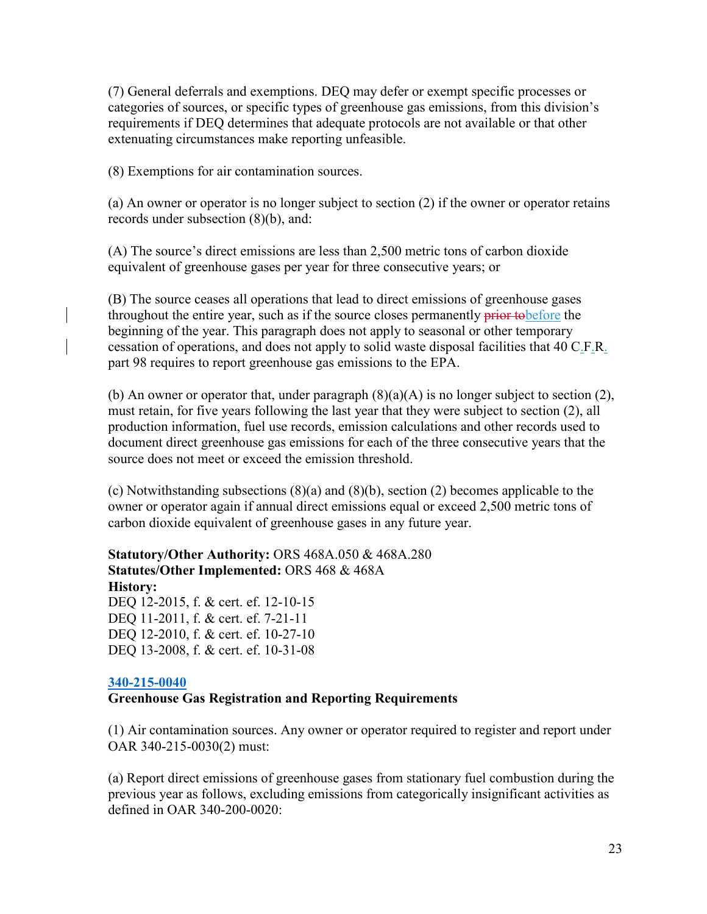(7) General deferrals and exemptions. DEQ may defer or exempt specific processes or categories of sources, or specific types of greenhouse gas emissions, from this division's requirements if DEQ determines that adequate protocols are not available or that other extenuating circumstances make reporting unfeasible.

(8) Exemptions for air contamination sources.

(a) An owner or operator is no longer subject to section (2) if the owner or operator retains records under subsection (8)(b), and:

(A) The source's direct emissions are less than 2,500 metric tons of carbon dioxide equivalent of greenhouse gases per year for three consecutive years; or

(B) The source ceases all operations that lead to direct emissions of greenhouse gases throughout the entire year, such as if the source closes permanently ~~prior to~~before the beginning of the year. This paragraph does not apply to seasonal or other temporary cessation of operations, and does not apply to solid waste disposal facilities that 40 C.F.R. part 98 requires to report greenhouse gas emissions to the EPA.

(b) An owner or operator that, under paragraph (8)(a)(A) is no longer subject to section (2), must retain, for five years following the last year that they were subject to section (2), all production information, fuel use records, emission calculations and other records used to document direct greenhouse gas emissions for each of the three consecutive years that the source does not meet or exceed the emission threshold.

(c) Notwithstanding subsections (8)(a) and (8)(b), section (2) becomes applicable to the owner or operator again if annual direct emissions equal or exceed 2,500 metric tons of carbon dioxide equivalent of greenhouse gases in any future year.

**Statutory/Other Authority:** ORS 468A.050 & 468A.280
**Statutes/Other Implemented:** ORS 468 & 468A
**History:**
DEQ 12-2015, f. & cert. ef. 12-10-15
DEQ 11-2011, f. & cert. ef. 7-21-11
DEQ 12-2010, f. & cert. ef. 10-27-10
DEQ 13-2008, f. & cert. ef. 10-31-08

**340-215-0040**
**Greenhouse Gas Registration and Reporting Requirements**

(1) Air contamination sources. Any owner or operator required to register and report under OAR 340-215-0030(2) must:

(a) Report direct emissions of greenhouse gases from stationary fuel combustion during the previous year as follows, excluding emissions from categorically insignificant activities as defined in OAR 340-200-0020: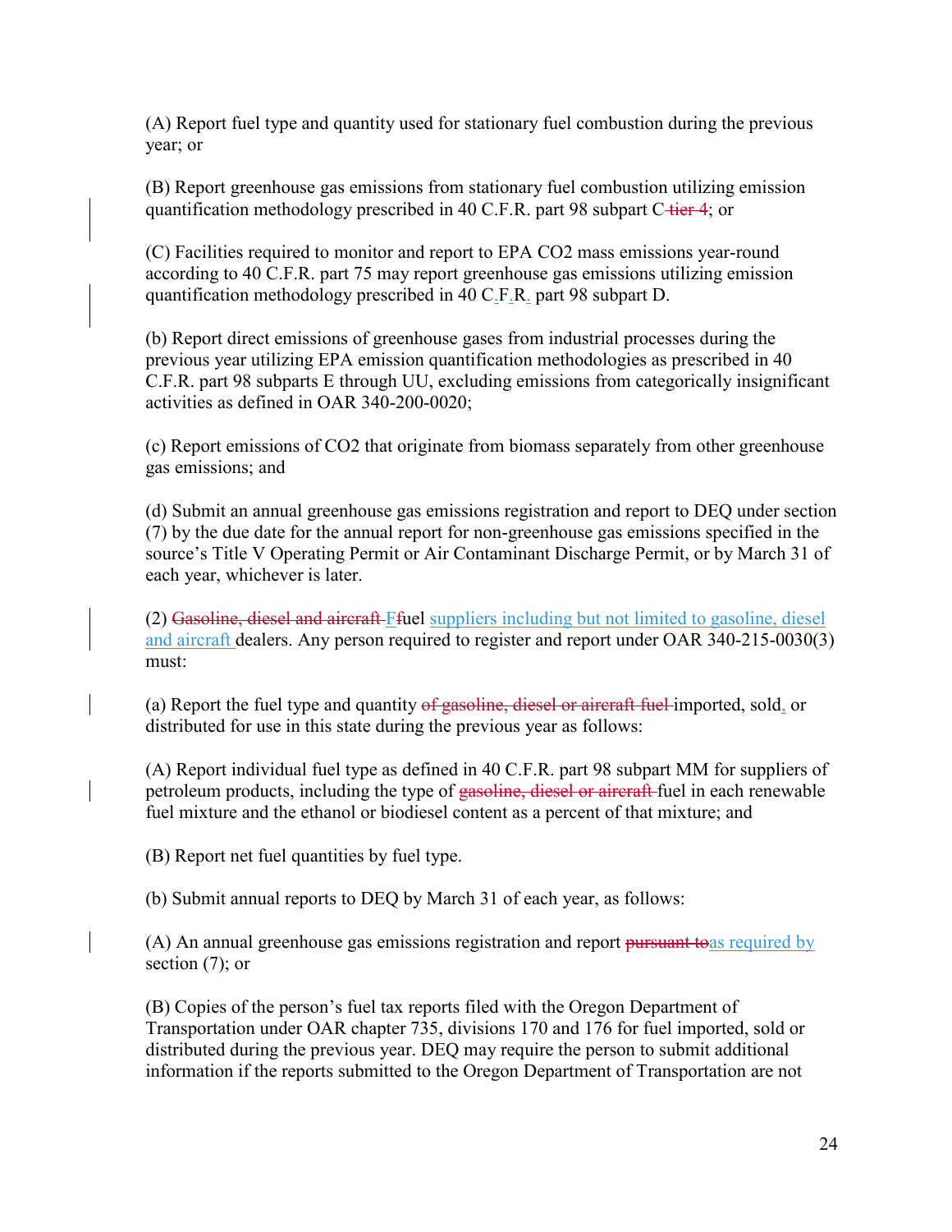(A) Report fuel type and quantity used for stationary fuel combustion during the previous year; or

(B) Report greenhouse gas emissions from stationary fuel combustion utilizing emission quantification methodology prescribed in 40 C.F.R. part 98 subpart C ~~tier 4~~; or

(C) Facilities required to monitor and report to EPA $CO_2$ mass emissions year-round according to 40 C.F.R. part 75 may report greenhouse gas emissions utilizing emission quantification methodology prescribed in 40 C.F.R. part 98 subpart D.

(b) Report direct emissions of greenhouse gases from industrial processes during the previous year utilizing EPA emission quantification methodologies as prescribed in 40 C.F.R. part 98 subparts E through UU, excluding emissions from categorically insignificant activities as defined in OAR 340-200-0020;

(c) Report emissions of $CO_2$ that originate from biomass separately from other greenhouse gas emissions; and

(d) Submit an annual greenhouse gas emissions registration and report to DEQ under section (7) by the due date for the annual report for non-greenhouse gas emissions specified in the source's Title V Operating Permit or Air Contaminant Discharge Permit, or by March 31 of each year, whichever is later.

(2) ~~Gasoline, diesel and aircraft F~~Ffuel suppliers including but not limited to gasoline, diesel and aircraft dealers. Any person required to register and report under OAR 340-215-0030(3) must:

(a) Report the fuel type and quantity ~~of gasoline, diesel or aircraft fuel~~ imported, sold, or distributed for use in this state during the previous year as follows:

(A) Report individual fuel type as defined in 40 C.F.R. part 98 subpart MM for suppliers of petroleum products, including the type of ~~gasoline, diesel or aircraft~~ fuel in each renewable fuel mixture and the ethanol or biodiesel content as a percent of that mixture; and

(B) Report net fuel quantities by fuel type.

(b) Submit annual reports to DEQ by March 31 of each year, as follows:

(A) An annual greenhouse gas emissions registration and report ~~pursuant to~~as required by section (7); or

(B) Copies of the person's fuel tax reports filed with the Oregon Department of Transportation under OAR chapter 735, divisions 170 and 176 for fuel imported, sold or distributed during the previous year. DEQ may require the person to submit additional information if the reports submitted to the Oregon Department of Transportation are not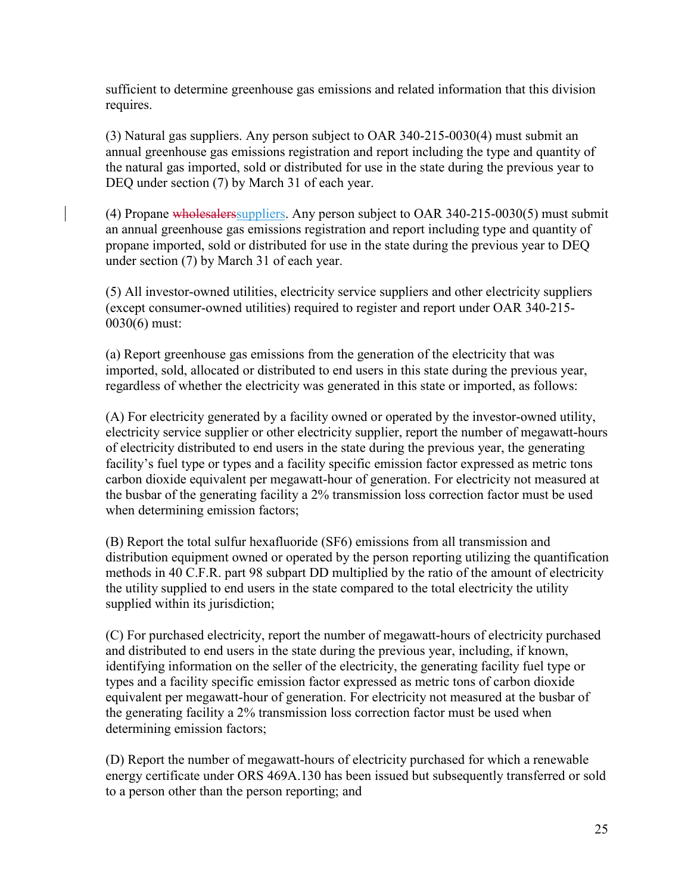sufficient to determine greenhouse gas emissions and related information that this division requires.

(3) Natural gas suppliers. Any person subject to OAR 340-215-0030(4) must submit an annual greenhouse gas emissions registration and report including the type and quantity of the natural gas imported, sold or distributed for use in the state during the previous year to DEQ under section (7) by March 31 of each year.

(4) Propane ~~wholesalers~~suppliers. Any person subject to OAR 340-215-0030(5) must submit an annual greenhouse gas emissions registration and report including type and quantity of propane imported, sold or distributed for use in the state during the previous year to DEQ under section (7) by March 31 of each year.

(5) All investor-owned utilities, electricity service suppliers and other electricity suppliers (except consumer-owned utilities) required to register and report under OAR 340-215-0030(6) must:

(a) Report greenhouse gas emissions from the generation of the electricity that was imported, sold, allocated or distributed to end users in this state during the previous year, regardless of whether the electricity was generated in this state or imported, as follows:

(A) For electricity generated by a facility owned or operated by the investor-owned utility, electricity service supplier or other electricity supplier, report the number of megawatt-hours of electricity distributed to end users in the state during the previous year, the generating facility's fuel type or types and a facility specific emission factor expressed as metric tons carbon dioxide equivalent per megawatt-hour of generation. For electricity not measured at the busbar of the generating facility a 2% transmission loss correction factor must be used when determining emission factors;

(B) Report the total sulfur hexafluoride ($SF_6$) emissions from all transmission and distribution equipment owned or operated by the person reporting utilizing the quantification methods in 40 C.F.R. part 98 subpart DD multiplied by the ratio of the amount of electricity the utility supplied to end users in the state compared to the total electricity the utility supplied within its jurisdiction;

(C) For purchased electricity, report the number of megawatt-hours of electricity purchased and distributed to end users in the state during the previous year, including, if known, identifying information on the seller of the electricity, the generating facility fuel type or types and a facility specific emission factor expressed as metric tons of carbon dioxide equivalent per megawatt-hour of generation. For electricity not measured at the busbar of the generating facility a 2% transmission loss correction factor must be used when determining emission factors;

(D) Report the number of megawatt-hours of electricity purchased for which a renewable energy certificate under ORS 469A.130 has been issued but subsequently transferred or sold to a person other than the person reporting; and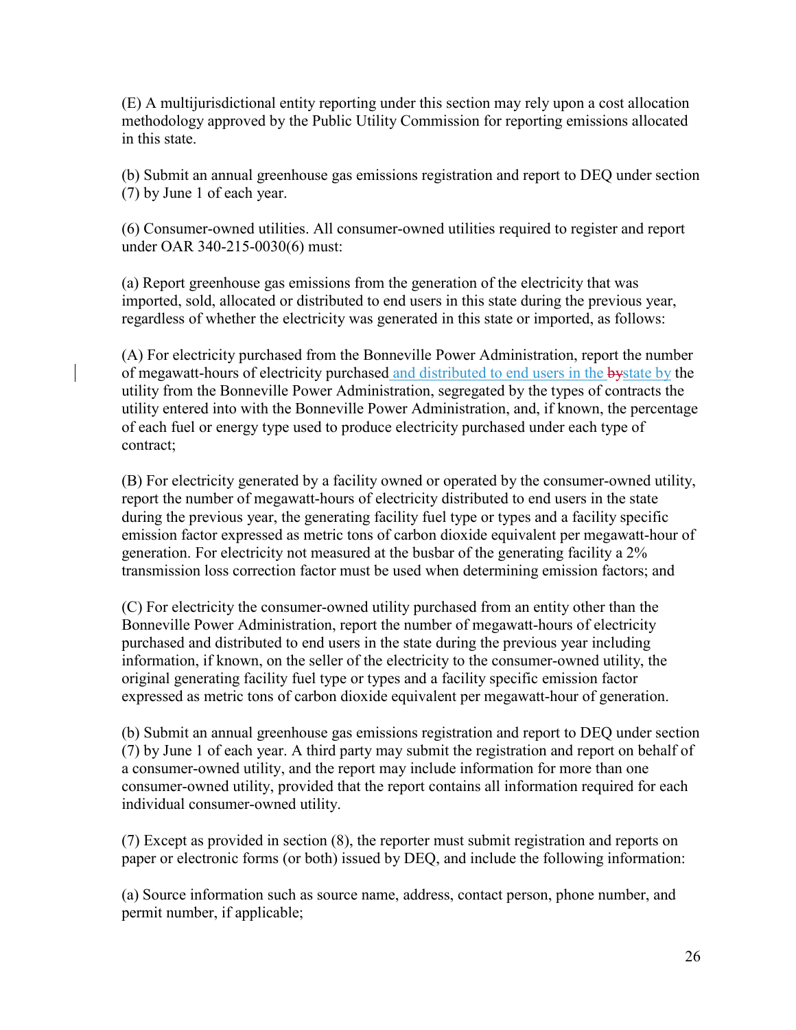(E) A multijurisdictional entity reporting under this section may rely upon a cost allocation methodology approved by the Public Utility Commission for reporting emissions allocated in this state.

(b) Submit an annual greenhouse gas emissions registration and report to DEQ under section (7) by June 1 of each year.

(6) Consumer-owned utilities. All consumer-owned utilities required to register and report under OAR 340-215-0030(6) must:

(a) Report greenhouse gas emissions from the generation of the electricity that was imported, sold, allocated or distributed to end users in this state during the previous year, regardless of whether the electricity was generated in this state or imported, as follows:

(A) For electricity purchased from the Bonneville Power Administration, report the number of megawatt-hours of electricity purchased and distributed to end users in the ~~by~~state by the utility from the Bonneville Power Administration, segregated by the types of contracts the utility entered into with the Bonneville Power Administration, and, if known, the percentage of each fuel or energy type used to produce electricity purchased under each type of contract;

(B) For electricity generated by a facility owned or operated by the consumer-owned utility, report the number of megawatt-hours of electricity distributed to end users in the state during the previous year, the generating facility fuel type or types and a facility specific emission factor expressed as metric tons of carbon dioxide equivalent per megawatt-hour of generation. For electricity not measured at the busbar of the generating facility a 2% transmission loss correction factor must be used when determining emission factors; and

(C) For electricity the consumer-owned utility purchased from an entity other than the Bonneville Power Administration, report the number of megawatt-hours of electricity purchased and distributed to end users in the state during the previous year including information, if known, on the seller of the electricity to the consumer-owned utility, the original generating facility fuel type or types and a facility specific emission factor expressed as metric tons of carbon dioxide equivalent per megawatt-hour of generation.

(b) Submit an annual greenhouse gas emissions registration and report to DEQ under section (7) by June 1 of each year. A third party may submit the registration and report on behalf of a consumer-owned utility, and the report may include information for more than one consumer-owned utility, provided that the report contains all information required for each individual consumer-owned utility.

(7) Except as provided in section (8), the reporter must submit registration and reports on paper or electronic forms (or both) issued by DEQ, and include the following information:

(a) Source information such as source name, address, contact person, phone number, and permit number, if applicable;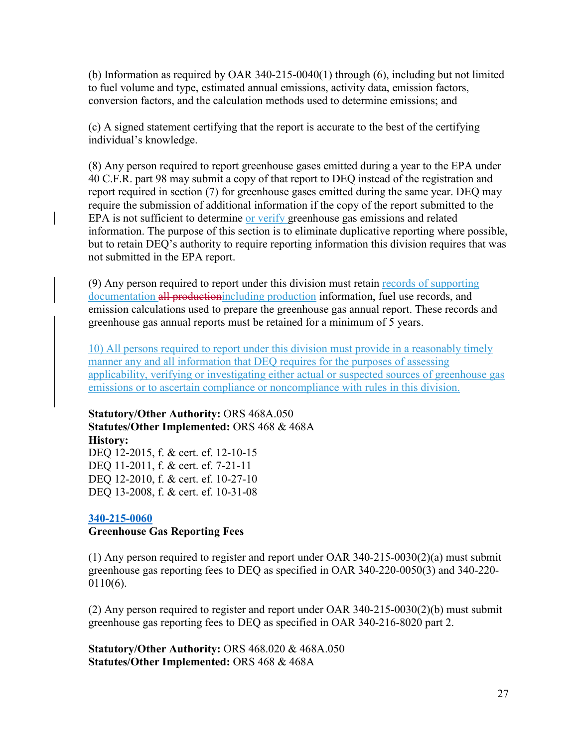(b) Information as required by OAR 340-215-0040(1) through (6), including but not limited to fuel volume and type, estimated annual emissions, activity data, emission factors, conversion factors, and the calculation methods used to determine emissions; and

(c) A signed statement certifying that the report is accurate to the best of the certifying individual's knowledge.

(8) Any person required to report greenhouse gases emitted during a year to the EPA under 40 C.F.R. part 98 may submit a copy of that report to DEQ instead of the registration and report required in section (7) for greenhouse gases emitted during the same year. DEQ may require the submission of additional information if the copy of the report submitted to the EPA is not sufficient to determine or verify greenhouse gas emissions and related information. The purpose of this section is to eliminate duplicative reporting where possible, but to retain DEQ's authority to require reporting information this division requires that was not submitted in the EPA report.

(9) Any person required to report under this division must retain records of supporting documentation ~~all production~~including production information, fuel use records, and emission calculations used to prepare the greenhouse gas annual report. These records and greenhouse gas annual reports must be retained for a minimum of 5 years.

10) All persons required to report under this division must provide in a reasonably timely manner any and all information that DEQ requires for the purposes of assessing applicability, verifying or investigating either actual or suspected sources of greenhouse gas emissions or to ascertain compliance or noncompliance with rules in this division.

**Statutory/Other Authority:** ORS 468A.050
**Statutes/Other Implemented:** ORS 468 & 468A
**History:**
DEQ 12-2015, f. & cert. ef. 12-10-15
DEQ 11-2011, f. & cert. ef. 7-21-11
DEQ 12-2010, f. & cert. ef. 10-27-10
DEQ 13-2008, f. & cert. ef. 10-31-08

**340-215-0060**
**Greenhouse Gas Reporting Fees**

(1) Any person required to register and report under OAR 340-215-0030(2)(a) must submit greenhouse gas reporting fees to DEQ as specified in OAR 340-220-0050(3) and 340-220-0110(6).

(2) Any person required to register and report under OAR 340-215-0030(2)(b) must submit greenhouse gas reporting fees to DEQ as specified in OAR 340-216-8020 part 2.

**Statutory/Other Authority:** ORS 468.020 & 468A.050
**Statutes/Other Implemented:** ORS 468 & 468A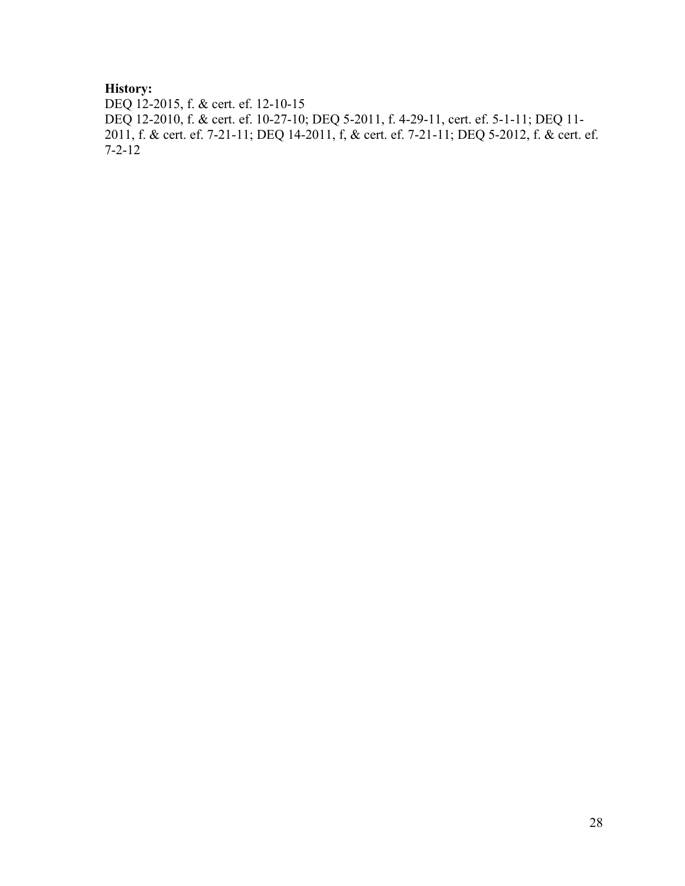**History:**

DEQ 12-2015, f. & cert. ef. 12-10-15

DEQ 12-2010, f. & cert. ef. 10-27-10; DEQ 5-2011, f. 4-29-11, cert. ef. 5-1-11; DEQ 11-2011, f. & cert. ef. 7-21-11; DEQ 14-2011, f, & cert. ef. 7-21-11; DEQ 5-2012, f. & cert. ef. 7-2-12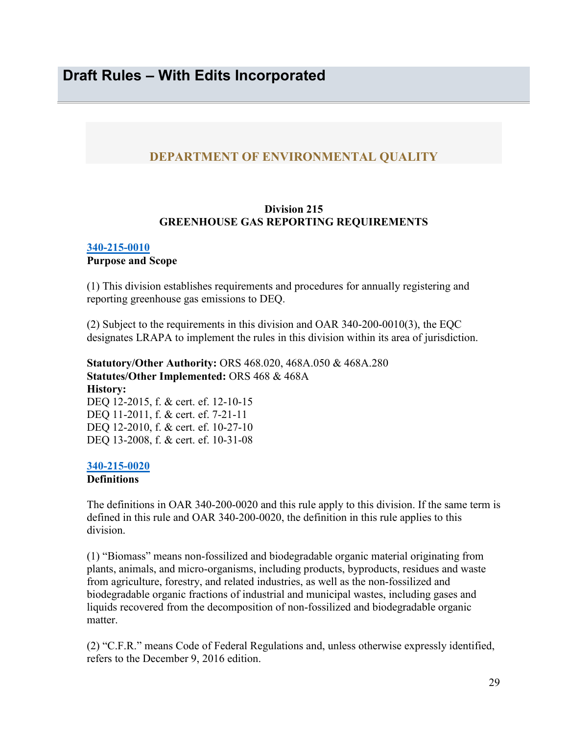# Draft Rules – With Edits Incorporated

## DEPARTMENT OF ENVIRONMENTAL QUALITY

**Division 215**
**GREENHOUSE GAS REPORTING REQUIREMENTS**

**340-215-0010**
**Purpose and Scope**

(1) This division establishes requirements and procedures for annually registering and reporting greenhouse gas emissions to DEQ.

(2) Subject to the requirements in this division and OAR 340-200-0010(3), the EQC designates LRAPA to implement the rules in this division within its area of jurisdiction.

**Statutory/Other Authority:** ORS 468.020, 468A.050 & 468A.280
**Statutes/Other Implemented:** ORS 468 & 468A
**History:**
DEQ 12-2015, f. & cert. ef. 12-10-15
DEQ 11-2011, f. & cert. ef. 7-21-11
DEQ 12-2010, f. & cert. ef. 10-27-10
DEQ 13-2008, f. & cert. ef. 10-31-08

**340-215-0020**
**Definitions**

The definitions in OAR 340-200-0020 and this rule apply to this division. If the same term is defined in this rule and OAR 340-200-0020, the definition in this rule applies to this division.

(1) "Biomass" means non-fossilized and biodegradable organic material originating from plants, animals, and micro-organisms, including products, byproducts, residues and waste from agriculture, forestry, and related industries, as well as the non-fossilized and biodegradable organic fractions of industrial and municipal wastes, including gases and liquids recovered from the decomposition of non-fossilized and biodegradable organic matter.

(2) "C.F.R." means Code of Federal Regulations and, unless otherwise expressly identified, refers to the December 9, 2016 edition.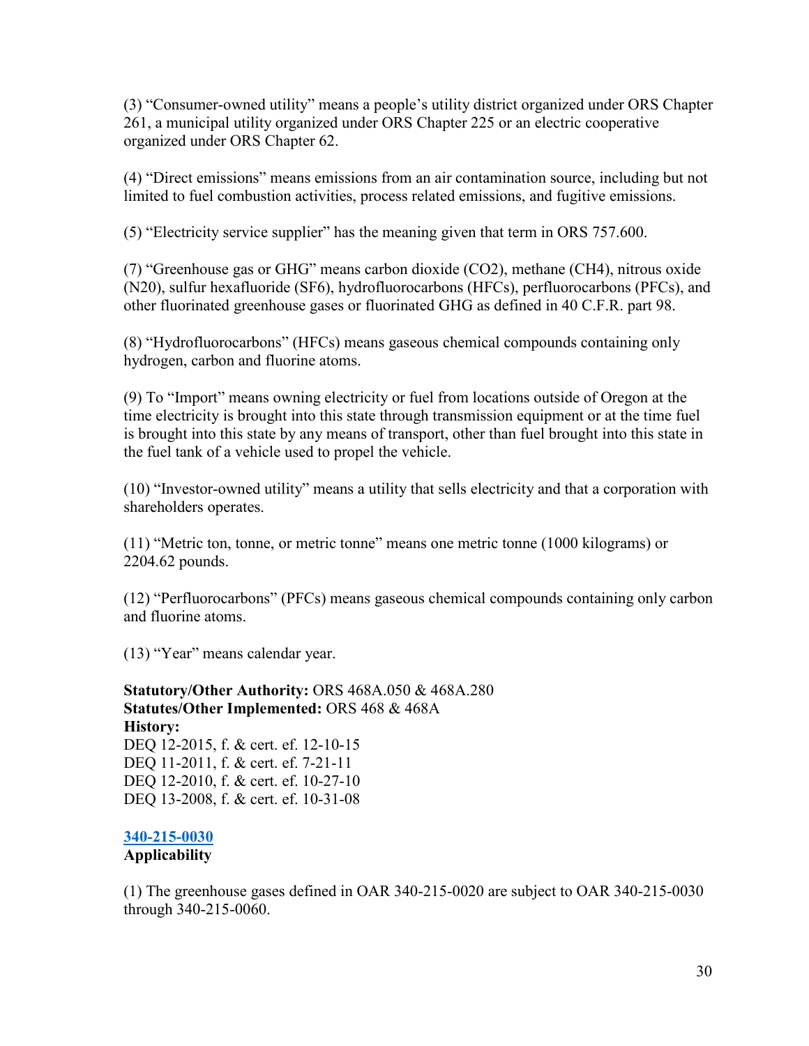(3) "Consumer-owned utility" means a people's utility district organized under ORS Chapter 261, a municipal utility organized under ORS Chapter 225 or an electric cooperative organized under ORS Chapter 62.

(4) "Direct emissions" means emissions from an air contamination source, including but not limited to fuel combustion activities, process related emissions, and fugitive emissions.

(5) "Electricity service supplier" has the meaning given that term in ORS 757.600.

(7) "Greenhouse gas or GHG" means carbon dioxide ($CO_2$), methane ($CH_4$), nitrous oxide (N20), sulfur hexafluoride ($SF_6$), hydrofluorocarbons (HFCs), perfluorocarbons (PFCs), and other fluorinated greenhouse gases or fluorinated GHG as defined in 40 C.F.R. part 98.

(8) "Hydrofluorocarbons" (HFCs) means gaseous chemical compounds containing only hydrogen, carbon and fluorine atoms.

(9) To "Import" means owning electricity or fuel from locations outside of Oregon at the time electricity is brought into this state through transmission equipment or at the time fuel is brought into this state by any means of transport, other than fuel brought into this state in the fuel tank of a vehicle used to propel the vehicle.

(10) "Investor-owned utility" means a utility that sells electricity and that a corporation with shareholders operates.

(11) "Metric ton, tonne, or metric tonne" means one metric tonne (1000 kilograms) or 2204.62 pounds.

(12) "Perfluorocarbons" (PFCs) means gaseous chemical compounds containing only carbon and fluorine atoms.

(13) "Year" means calendar year.

**Statutory/Other Authority:** ORS 468A.050 & 468A.280
**Statutes/Other Implemented:** ORS 468 & 468A
**History:**
DEQ 12-2015, f. & cert. ef. 12-10-15
DEQ 11-2011, f. & cert. ef. 7-21-11
DEQ 12-2010, f. & cert. ef. 10-27-10
DEQ 13-2008, f. & cert. ef. 10-31-08

**340-215-0030**
**Applicability**

(1) The greenhouse gases defined in OAR 340-215-0020 are subject to OAR 340-215-0030 through 340-215-0060.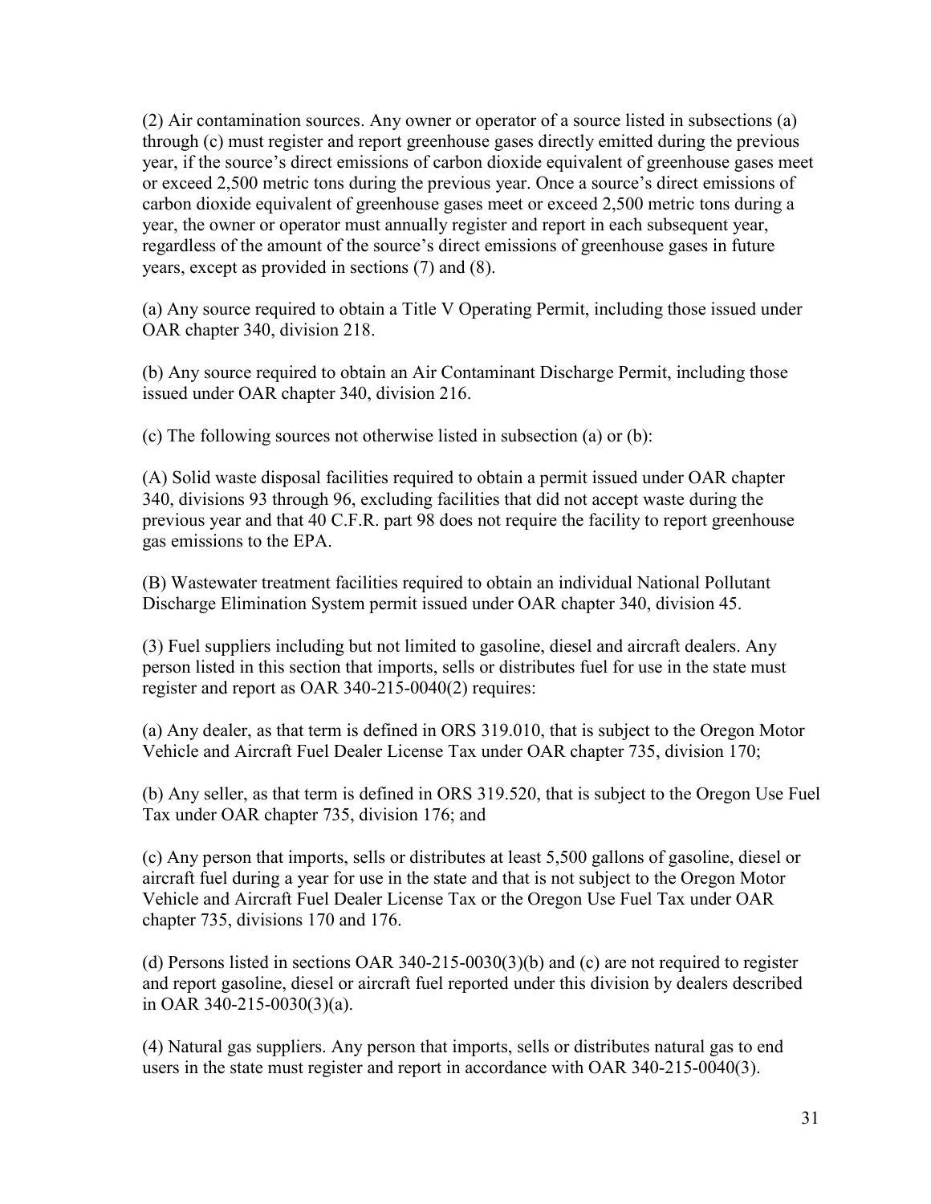(2) Air contamination sources. Any owner or operator of a source listed in subsections (a) through (c) must register and report greenhouse gases directly emitted during the previous year, if the source's direct emissions of carbon dioxide equivalent of greenhouse gases meet or exceed 2,500 metric tons during the previous year. Once a source's direct emissions of carbon dioxide equivalent of greenhouse gases meet or exceed 2,500 metric tons during a year, the owner or operator must annually register and report in each subsequent year, regardless of the amount of the source's direct emissions of greenhouse gases in future years, except as provided in sections (7) and (8).

(a) Any source required to obtain a Title V Operating Permit, including those issued under OAR chapter 340, division 218.

(b) Any source required to obtain an Air Contaminant Discharge Permit, including those issued under OAR chapter 340, division 216.

(c) The following sources not otherwise listed in subsection (a) or (b):

(A) Solid waste disposal facilities required to obtain a permit issued under OAR chapter 340, divisions 93 through 96, excluding facilities that did not accept waste during the previous year and that 40 C.F.R. part 98 does not require the facility to report greenhouse gas emissions to the EPA.

(B) Wastewater treatment facilities required to obtain an individual National Pollutant Discharge Elimination System permit issued under OAR chapter 340, division 45.

(3) Fuel suppliers including but not limited to gasoline, diesel and aircraft dealers. Any person listed in this section that imports, sells or distributes fuel for use in the state must register and report as OAR 340-215-0040(2) requires:

(a) Any dealer, as that term is defined in ORS 319.010, that is subject to the Oregon Motor Vehicle and Aircraft Fuel Dealer License Tax under OAR chapter 735, division 170;

(b) Any seller, as that term is defined in ORS 319.520, that is subject to the Oregon Use Fuel Tax under OAR chapter 735, division 176; and

(c) Any person that imports, sells or distributes at least 5,500 gallons of gasoline, diesel or aircraft fuel during a year for use in the state and that is not subject to the Oregon Motor Vehicle and Aircraft Fuel Dealer License Tax or the Oregon Use Fuel Tax under OAR chapter 735, divisions 170 and 176.

(d) Persons listed in sections OAR 340-215-0030(3)(b) and (c) are not required to register and report gasoline, diesel or aircraft fuel reported under this division by dealers described in OAR 340-215-0030(3)(a).

(4) Natural gas suppliers. Any person that imports, sells or distributes natural gas to end users in the state must register and report in accordance with OAR 340-215-0040(3).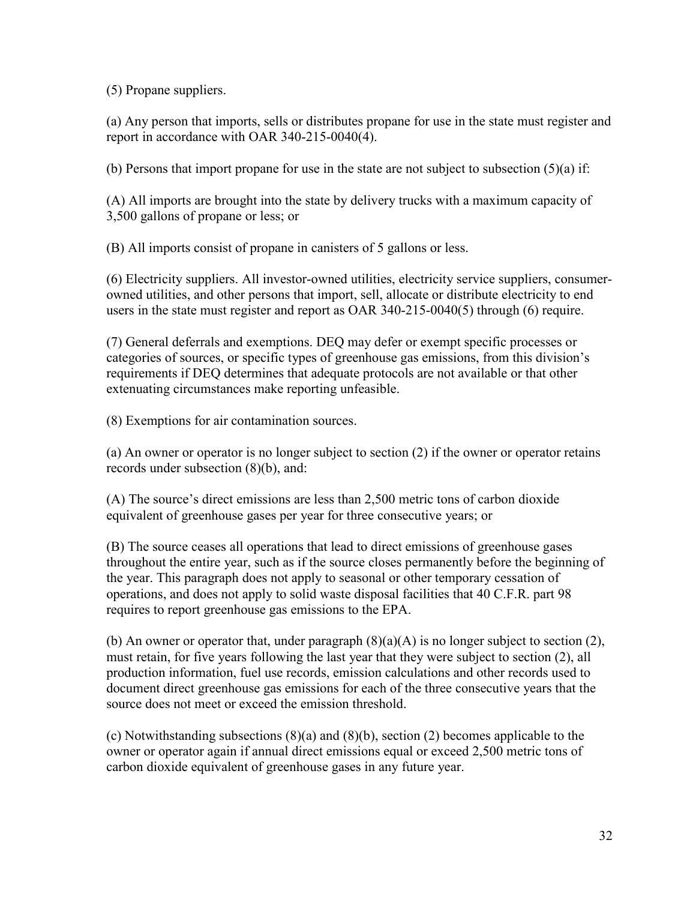(5) Propane suppliers.

(a) Any person that imports, sells or distributes propane for use in the state must register and report in accordance with OAR 340-215-0040(4).

(b) Persons that import propane for use in the state are not subject to subsection (5)(a) if:

(A) All imports are brought into the state by delivery trucks with a maximum capacity of 3,500 gallons of propane or less; or

(B) All imports consist of propane in canisters of 5 gallons or less.

(6) Electricity suppliers. All investor-owned utilities, electricity service suppliers, consumer-owned utilities, and other persons that import, sell, allocate or distribute electricity to end users in the state must register and report as OAR 340-215-0040(5) through (6) require.

(7) General deferrals and exemptions. DEQ may defer or exempt specific processes or categories of sources, or specific types of greenhouse gas emissions, from this division's requirements if DEQ determines that adequate protocols are not available or that other extenuating circumstances make reporting unfeasible.

(8) Exemptions for air contamination sources.

(a) An owner or operator is no longer subject to section (2) if the owner or operator retains records under subsection (8)(b), and:

(A) The source's direct emissions are less than 2,500 metric tons of carbon dioxide equivalent of greenhouse gases per year for three consecutive years; or

(B) The source ceases all operations that lead to direct emissions of greenhouse gases throughout the entire year, such as if the source closes permanently before the beginning of the year. This paragraph does not apply to seasonal or other temporary cessation of operations, and does not apply to solid waste disposal facilities that 40 C.F.R. part 98 requires to report greenhouse gas emissions to the EPA.

(b) An owner or operator that, under paragraph (8)(a)(A) is no longer subject to section (2), must retain, for five years following the last year that they were subject to section (2), all production information, fuel use records, emission calculations and other records used to document direct greenhouse gas emissions for each of the three consecutive years that the source does not meet or exceed the emission threshold.

(c) Notwithstanding subsections (8)(a) and (8)(b), section (2) becomes applicable to the owner or operator again if annual direct emissions equal or exceed 2,500 metric tons of carbon dioxide equivalent of greenhouse gases in any future year.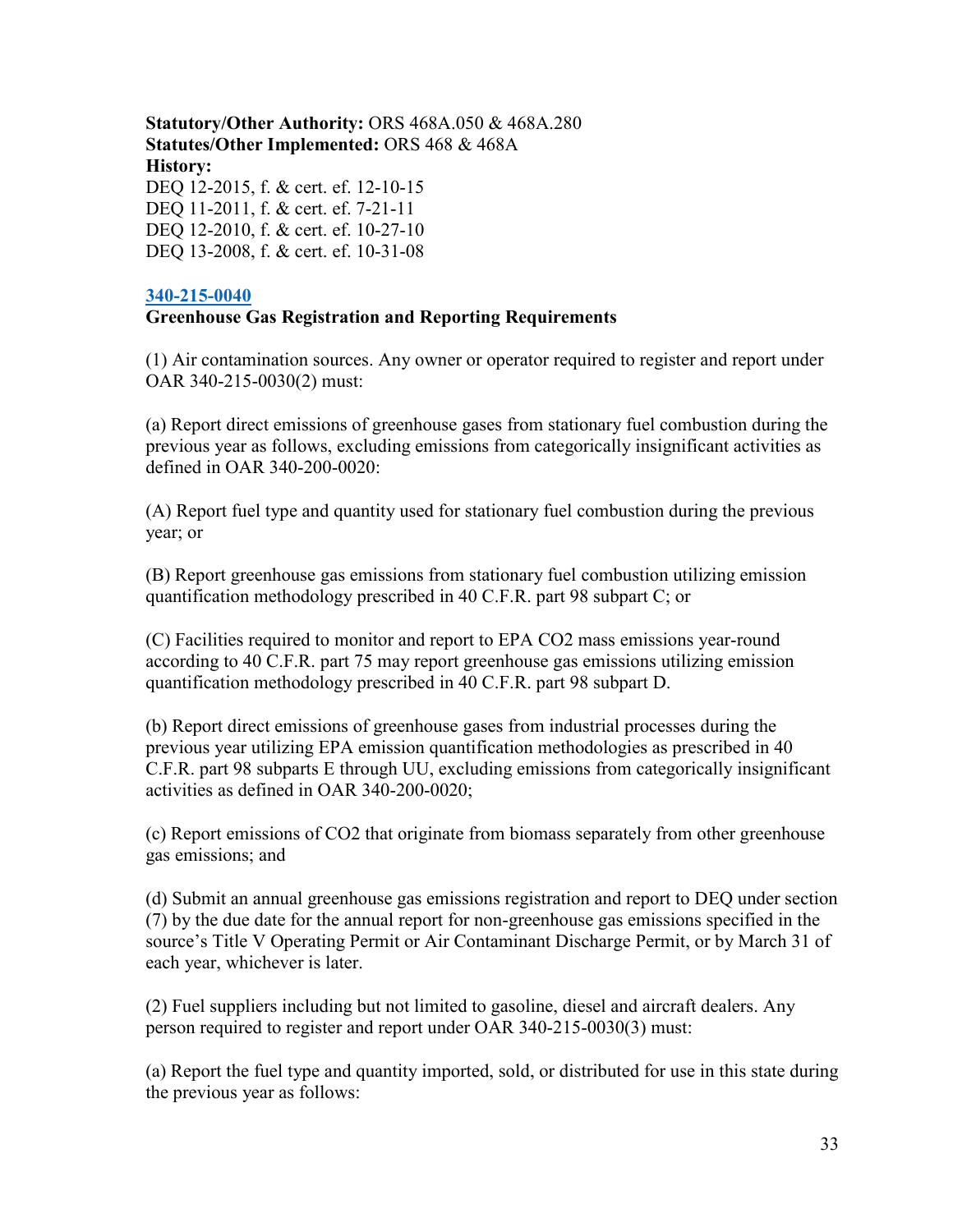**Statutory/Other Authority:** ORS 468A.050 & 468A.280
**Statutes/Other Implemented:** ORS 468 & 468A
**History:**
DEQ 12-2015, f. & cert. ef. 12-10-15
DEQ 11-2011, f. & cert. ef. 7-21-11
DEQ 12-2010, f. & cert. ef. 10-27-10
DEQ 13-2008, f. & cert. ef. 10-31-08

**340-215-0040**
**Greenhouse Gas Registration and Reporting Requirements**

(1) Air contamination sources. Any owner or operator required to register and report under OAR 340-215-0030(2) must:

(a) Report direct emissions of greenhouse gases from stationary fuel combustion during the previous year as follows, excluding emissions from categorically insignificant activities as defined in OAR 340-200-0020:

(A) Report fuel type and quantity used for stationary fuel combustion during the previous year; or

(B) Report greenhouse gas emissions from stationary fuel combustion utilizing emission quantification methodology prescribed in 40 C.F.R. part 98 subpart C; or

(C) Facilities required to monitor and report to EPA $CO_2$ mass emissions year-round according to 40 C.F.R. part 75 may report greenhouse gas emissions utilizing emission quantification methodology prescribed in 40 C.F.R. part 98 subpart D.

(b) Report direct emissions of greenhouse gases from industrial processes during the previous year utilizing EPA emission quantification methodologies as prescribed in 40 C.F.R. part 98 subparts E through UU, excluding emissions from categorically insignificant activities as defined in OAR 340-200-0020;

(c) Report emissions of $CO_2$ that originate from biomass separately from other greenhouse gas emissions; and

(d) Submit an annual greenhouse gas emissions registration and report to DEQ under section (7) by the due date for the annual report for non-greenhouse gas emissions specified in the source's Title V Operating Permit or Air Contaminant Discharge Permit, or by March 31 of each year, whichever is later.

(2) Fuel suppliers including but not limited to gasoline, diesel and aircraft dealers. Any person required to register and report under OAR 340-215-0030(3) must:

(a) Report the fuel type and quantity imported, sold, or distributed for use in this state during the previous year as follows: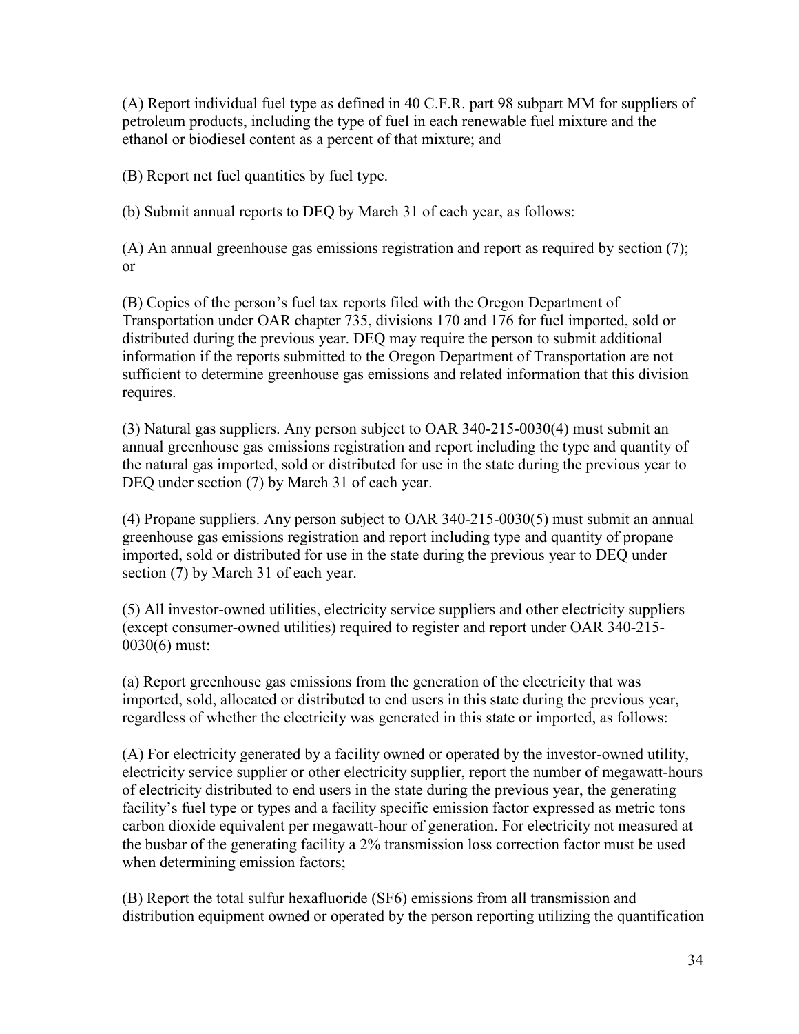(A) Report individual fuel type as defined in 40 C.F.R. part 98 subpart MM for suppliers of petroleum products, including the type of fuel in each renewable fuel mixture and the ethanol or biodiesel content as a percent of that mixture; and

(B) Report net fuel quantities by fuel type.

(b) Submit annual reports to DEQ by March 31 of each year, as follows:

(A) An annual greenhouse gas emissions registration and report as required by section (7); or

(B) Copies of the person's fuel tax reports filed with the Oregon Department of Transportation under OAR chapter 735, divisions 170 and 176 for fuel imported, sold or distributed during the previous year. DEQ may require the person to submit additional information if the reports submitted to the Oregon Department of Transportation are not sufficient to determine greenhouse gas emissions and related information that this division requires.

(3) Natural gas suppliers. Any person subject to OAR 340-215-0030(4) must submit an annual greenhouse gas emissions registration and report including the type and quantity of the natural gas imported, sold or distributed for use in the state during the previous year to DEQ under section (7) by March 31 of each year.

(4) Propane suppliers. Any person subject to OAR 340-215-0030(5) must submit an annual greenhouse gas emissions registration and report including type and quantity of propane imported, sold or distributed for use in the state during the previous year to DEQ under section (7) by March 31 of each year.

(5) All investor-owned utilities, electricity service suppliers and other electricity suppliers (except consumer-owned utilities) required to register and report under OAR 340-215-0030(6) must:

(a) Report greenhouse gas emissions from the generation of the electricity that was imported, sold, allocated or distributed to end users in this state during the previous year, regardless of whether the electricity was generated in this state or imported, as follows:

(A) For electricity generated by a facility owned or operated by the investor-owned utility, electricity service supplier or other electricity supplier, report the number of megawatt-hours of electricity distributed to end users in the state during the previous year, the generating facility's fuel type or types and a facility specific emission factor expressed as metric tons carbon dioxide equivalent per megawatt-hour of generation. For electricity not measured at the busbar of the generating facility a 2% transmission loss correction factor must be used when determining emission factors;

(B) Report the total sulfur hexafluoride ($SF_6$) emissions from all transmission and distribution equipment owned or operated by the person reporting utilizing the quantification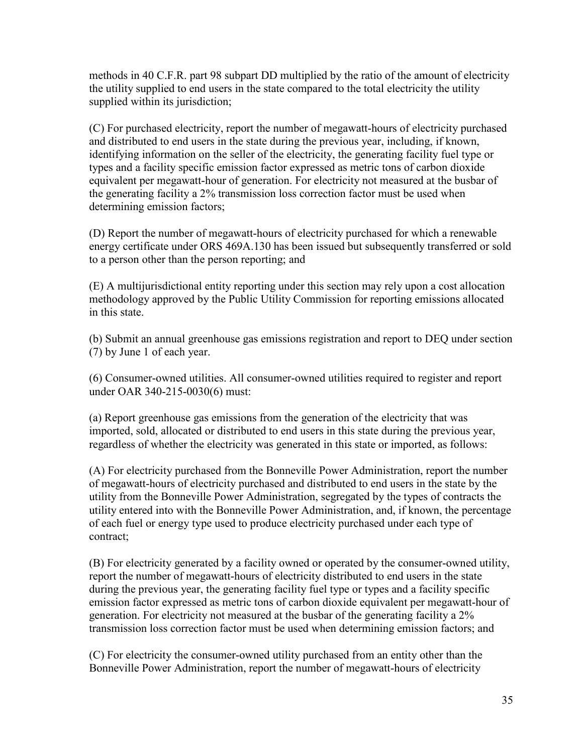methods in 40 C.F.R. part 98 subpart DD multiplied by the ratio of the amount of electricity the utility supplied to end users in the state compared to the total electricity the utility supplied within its jurisdiction;

(C) For purchased electricity, report the number of megawatt-hours of electricity purchased and distributed to end users in the state during the previous year, including, if known, identifying information on the seller of the electricity, the generating facility fuel type or types and a facility specific emission factor expressed as metric tons of carbon dioxide equivalent per megawatt-hour of generation. For electricity not measured at the busbar of the generating facility a 2% transmission loss correction factor must be used when determining emission factors;

(D) Report the number of megawatt-hours of electricity purchased for which a renewable energy certificate under ORS 469A.130 has been issued but subsequently transferred or sold to a person other than the person reporting; and

(E) A multijurisdictional entity reporting under this section may rely upon a cost allocation methodology approved by the Public Utility Commission for reporting emissions allocated in this state.

(b) Submit an annual greenhouse gas emissions registration and report to DEQ under section (7) by June 1 of each year.

(6) Consumer-owned utilities. All consumer-owned utilities required to register and report under OAR 340-215-0030(6) must:

(a) Report greenhouse gas emissions from the generation of the electricity that was imported, sold, allocated or distributed to end users in this state during the previous year, regardless of whether the electricity was generated in this state or imported, as follows:

(A) For electricity purchased from the Bonneville Power Administration, report the number of megawatt-hours of electricity purchased and distributed to end users in the state by the utility from the Bonneville Power Administration, segregated by the types of contracts the utility entered into with the Bonneville Power Administration, and, if known, the percentage of each fuel or energy type used to produce electricity purchased under each type of contract;

(B) For electricity generated by a facility owned or operated by the consumer-owned utility, report the number of megawatt-hours of electricity distributed to end users in the state during the previous year, the generating facility fuel type or types and a facility specific emission factor expressed as metric tons of carbon dioxide equivalent per megawatt-hour of generation. For electricity not measured at the busbar of the generating facility a 2% transmission loss correction factor must be used when determining emission factors; and

(C) For electricity the consumer-owned utility purchased from an entity other than the Bonneville Power Administration, report the number of megawatt-hours of electricity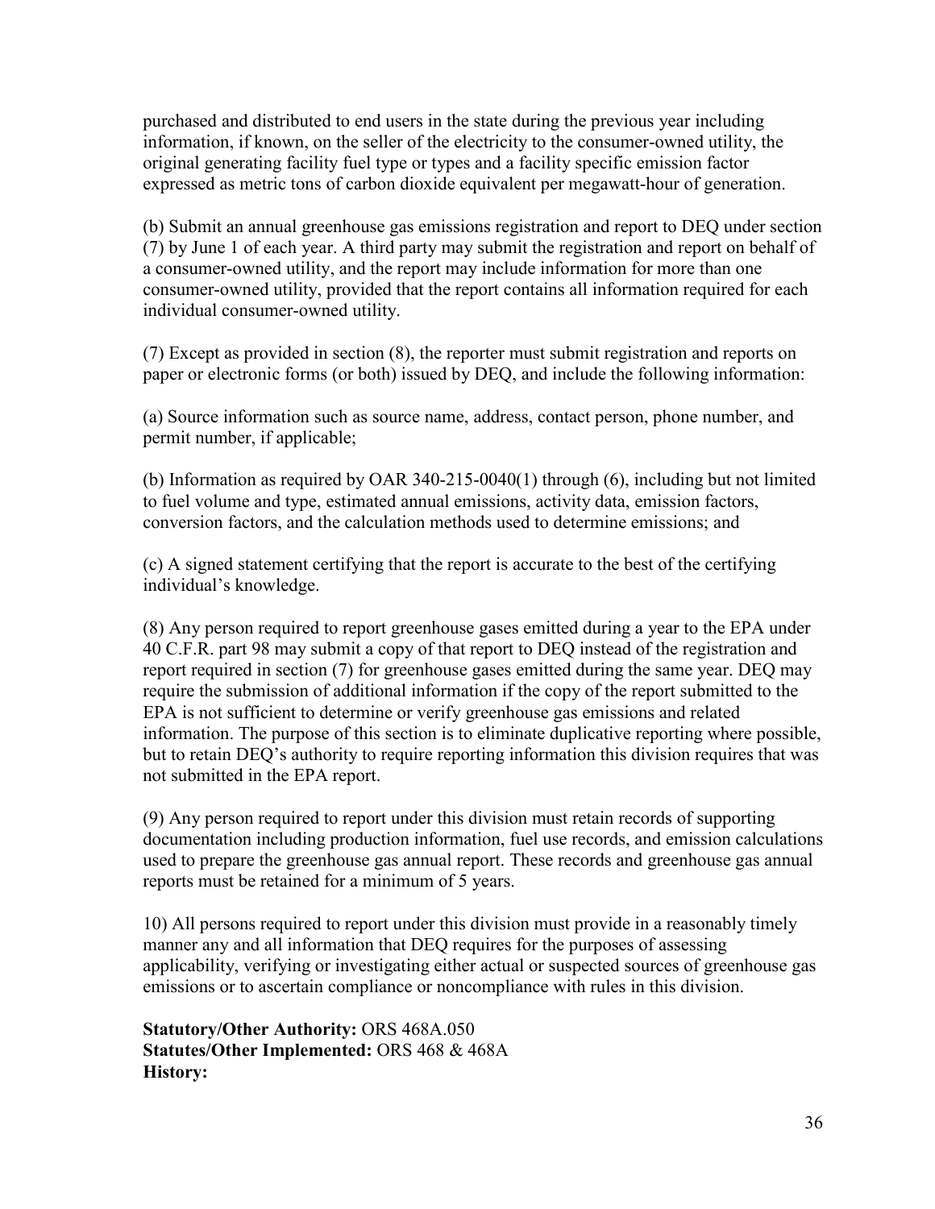purchased and distributed to end users in the state during the previous year including information, if known, on the seller of the electricity to the consumer-owned utility, the original generating facility fuel type or types and a facility specific emission factor expressed as metric tons of carbon dioxide equivalent per megawatt-hour of generation.

(b) Submit an annual greenhouse gas emissions registration and report to DEQ under section (7) by June 1 of each year. A third party may submit the registration and report on behalf of a consumer-owned utility, and the report may include information for more than one consumer-owned utility, provided that the report contains all information required for each individual consumer-owned utility.

(7) Except as provided in section (8), the reporter must submit registration and reports on paper or electronic forms (or both) issued by DEQ, and include the following information:

(a) Source information such as source name, address, contact person, phone number, and permit number, if applicable;

(b) Information as required by OAR 340-215-0040(1) through (6), including but not limited to fuel volume and type, estimated annual emissions, activity data, emission factors, conversion factors, and the calculation methods used to determine emissions; and

(c) A signed statement certifying that the report is accurate to the best of the certifying individual's knowledge.

(8) Any person required to report greenhouse gases emitted during a year to the EPA under 40 C.F.R. part 98 may submit a copy of that report to DEQ instead of the registration and report required in section (7) for greenhouse gases emitted during the same year. DEQ may require the submission of additional information if the copy of the report submitted to the EPA is not sufficient to determine or verify greenhouse gas emissions and related information. The purpose of this section is to eliminate duplicative reporting where possible, but to retain DEQ's authority to require reporting information this division requires that was not submitted in the EPA report.

(9) Any person required to report under this division must retain records of supporting documentation including production information, fuel use records, and emission calculations used to prepare the greenhouse gas annual report. These records and greenhouse gas annual reports must be retained for a minimum of 5 years.

10) All persons required to report under this division must provide in a reasonably timely manner any and all information that DEQ requires for the purposes of assessing applicability, verifying or investigating either actual or suspected sources of greenhouse gas emissions or to ascertain compliance or noncompliance with rules in this division.

**Statutory/Other Authority:** ORS 468A.050
**Statutes/Other Implemented:** ORS 468 & 468A
**History:**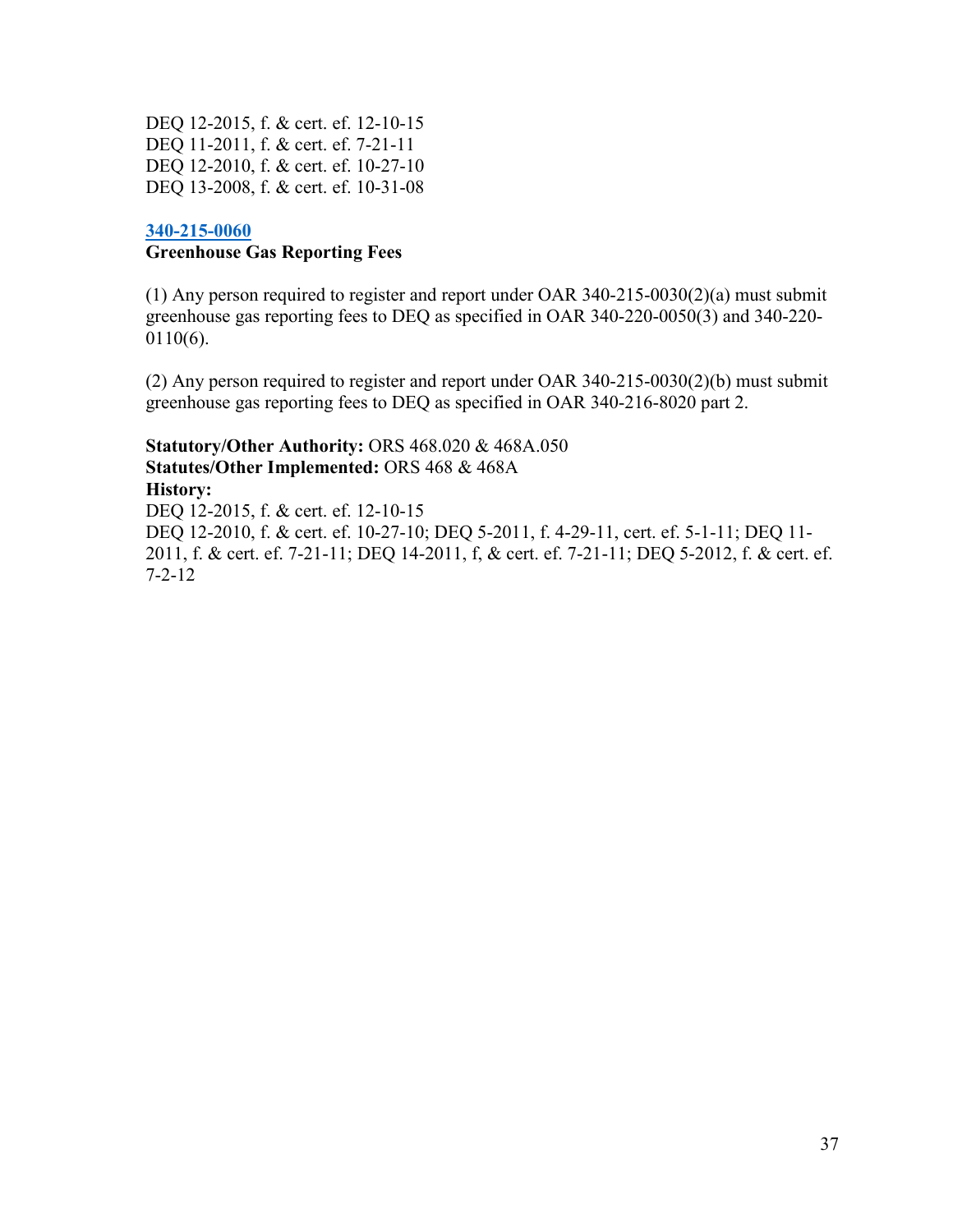DEQ 12-2015, f. & cert. ef. 12-10-15
DEQ 11-2011, f. & cert. ef. 7-21-11
DEQ 12-2010, f. & cert. ef. 10-27-10
DEQ 13-2008, f. & cert. ef. 10-31-08

### 340-215-0060

**Greenhouse Gas Reporting Fees**

(1) Any person required to register and report under OAR 340-215-0030(2)(a) must submit greenhouse gas reporting fees to DEQ as specified in OAR 340-220-0050(3) and 340-220-0110(6).

(2) Any person required to register and report under OAR 340-215-0030(2)(b) must submit greenhouse gas reporting fees to DEQ as specified in OAR 340-216-8020 part 2.

**Statutory/Other Authority:** ORS 468.020 & 468A.050
**Statutes/Other Implemented:** ORS 468 & 468A
**History:**
DEQ 12-2015, f. & cert. ef. 12-10-15
DEQ 12-2010, f. & cert. ef. 10-27-10; DEQ 5-2011, f. 4-29-11, cert. ef. 5-1-11; DEQ 11-2011, f. & cert. ef. 7-21-11; DEQ 14-2011, f, & cert. ef. 7-21-11; DEQ 5-2012, f. & cert. ef. 7-2-12